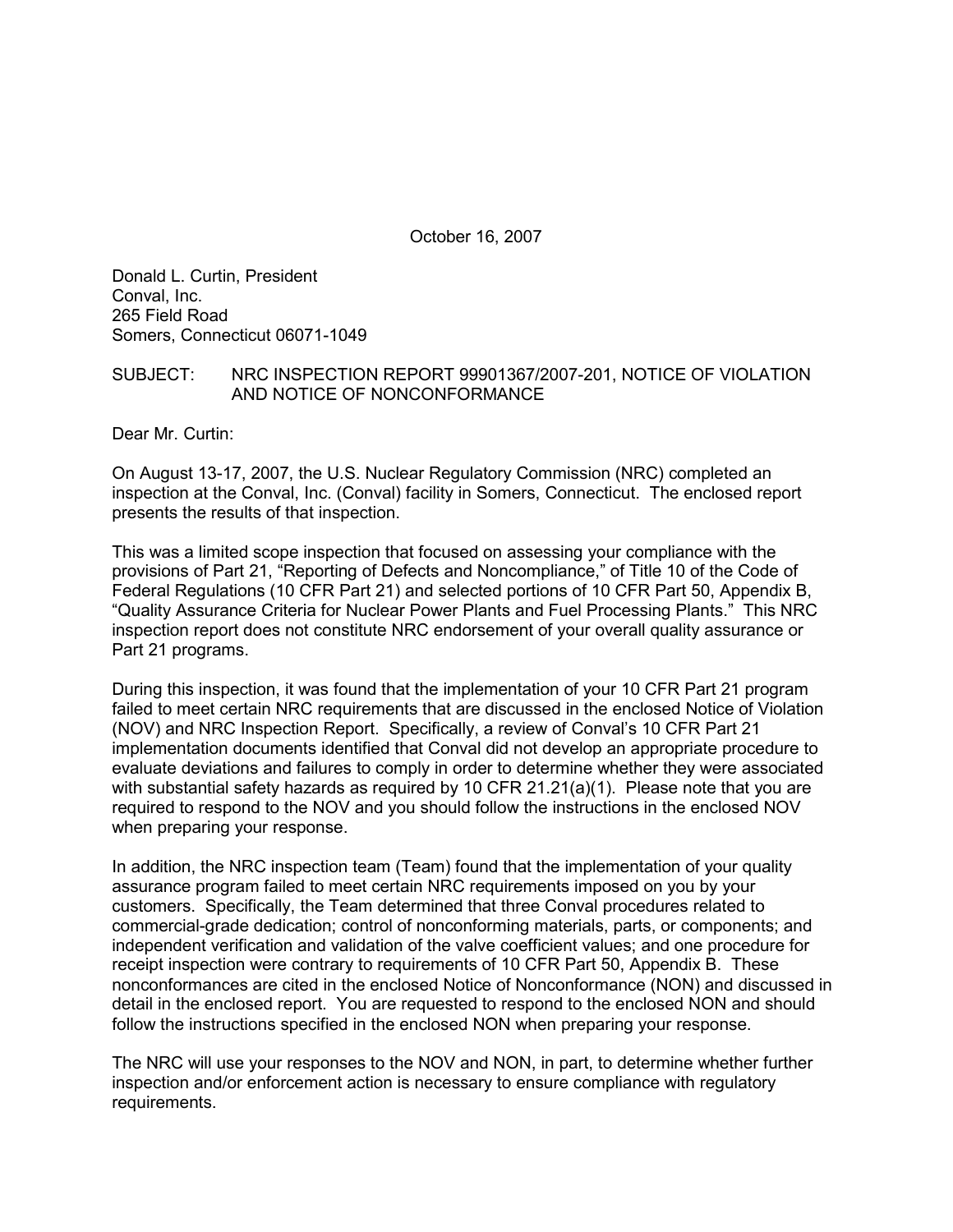October 16, 2007

Donald L. Curtin, President
Conval, Inc.
265 Field Road
Somers, Connecticut 06071-1049

SUBJECT: NRC INSPECTION REPORT 99901367/2007-201, NOTICE OF VIOLATION AND NOTICE OF NONCONFORMANCE

Dear Mr. Curtin:

On August 13-17, 2007, the U.S. Nuclear Regulatory Commission (NRC) completed an inspection at the Conval, Inc. (Conval) facility in Somers, Connecticut. The enclosed report presents the results of that inspection.

This was a limited scope inspection that focused on assessing your compliance with the provisions of Part 21, "Reporting of Defects and Noncompliance," of Title 10 of the Code of Federal Regulations (10 CFR Part 21) and selected portions of 10 CFR Part 50, Appendix B, "Quality Assurance Criteria for Nuclear Power Plants and Fuel Processing Plants." This NRC inspection report does not constitute NRC endorsement of your overall quality assurance or Part 21 programs.

During this inspection, it was found that the implementation of your 10 CFR Part 21 program failed to meet certain NRC requirements that are discussed in the enclosed Notice of Violation (NOV) and NRC Inspection Report. Specifically, a review of Conval's 10 CFR Part 21 implementation documents identified that Conval did not develop an appropriate procedure to evaluate deviations and failures to comply in order to determine whether they were associated with substantial safety hazards as required by 10 CFR 21.21(a)(1). Please note that you are required to respond to the NOV and you should follow the instructions in the enclosed NOV when preparing your response.

In addition, the NRC inspection team (Team) found that the implementation of your quality assurance program failed to meet certain NRC requirements imposed on you by your customers. Specifically, the Team determined that three Conval procedures related to commercial-grade dedication; control of nonconforming materials, parts, or components; and independent verification and validation of the valve coefficient values; and one procedure for receipt inspection were contrary to requirements of 10 CFR Part 50, Appendix B. These nonconformances are cited in the enclosed Notice of Nonconformance (NON) and discussed in detail in the enclosed report. You are requested to respond to the enclosed NON and should follow the instructions specified in the enclosed NON when preparing your response.

The NRC will use your responses to the NOV and NON, in part, to determine whether further inspection and/or enforcement action is necessary to ensure compliance with regulatory requirements.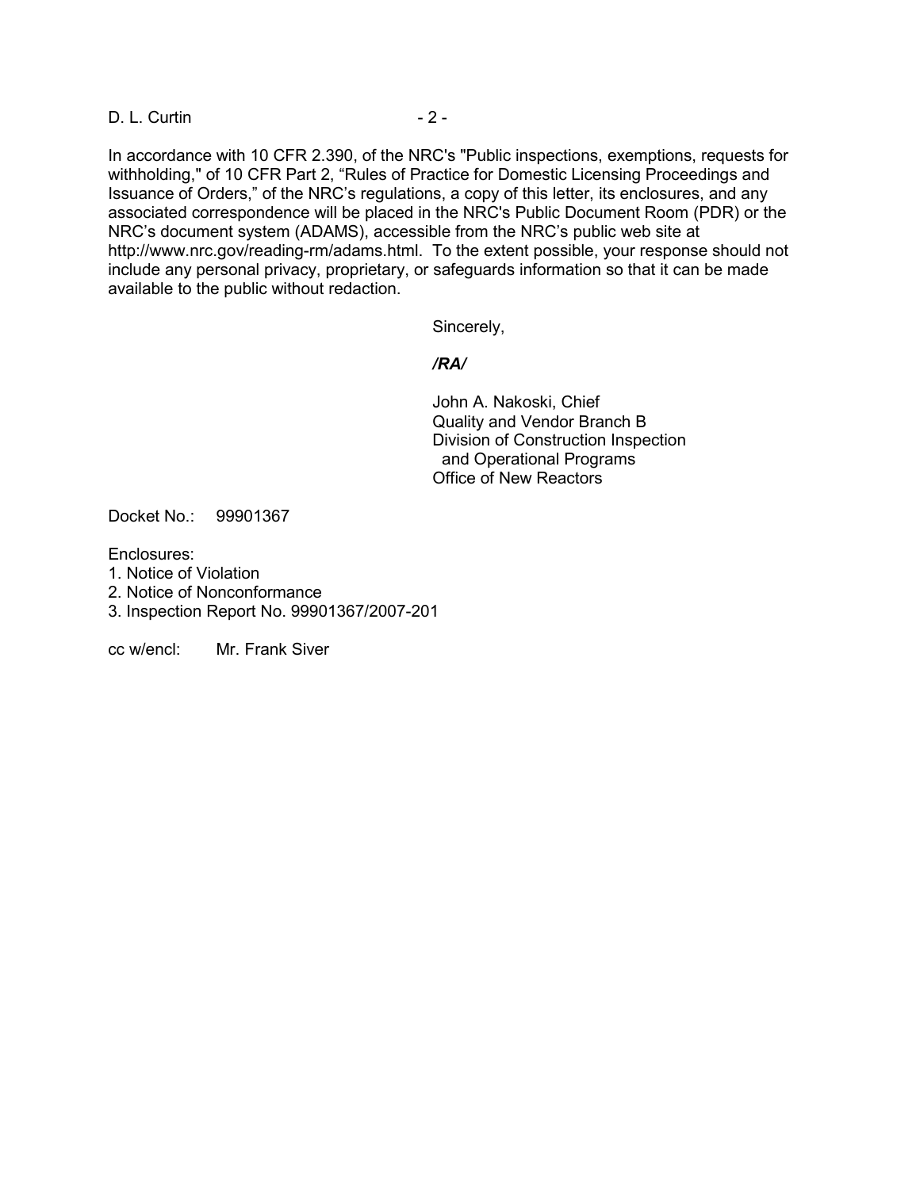In accordance with 10 CFR 2.390, of the NRC's "Public inspections, exemptions, requests for withholding," of 10 CFR Part 2, "Rules of Practice for Domestic Licensing Proceedings and Issuance of Orders," of the NRC's regulations, a copy of this letter, its enclosures, and any associated correspondence will be placed in the NRC's Public Document Room (PDR) or the NRC's document system (ADAMS), accessible from the NRC's public web site at http://www.nrc.gov/reading-rm/adams.html. To the extent possible, your response should not include any personal privacy, proprietary, or safeguards information so that it can be made available to the public without redaction.

Sincerely,

***/RA/***

John A. Nakoski, Chief
Quality and Vendor Branch B
Division of Construction Inspection
and Operational Programs
Office of New Reactors

Docket No.: 99901367

Enclosures:
1. Notice of Violation
2. Notice of Nonconformance
3. Inspection Report No. 99901367/2007-201

cc w/encl: Mr. Frank Siver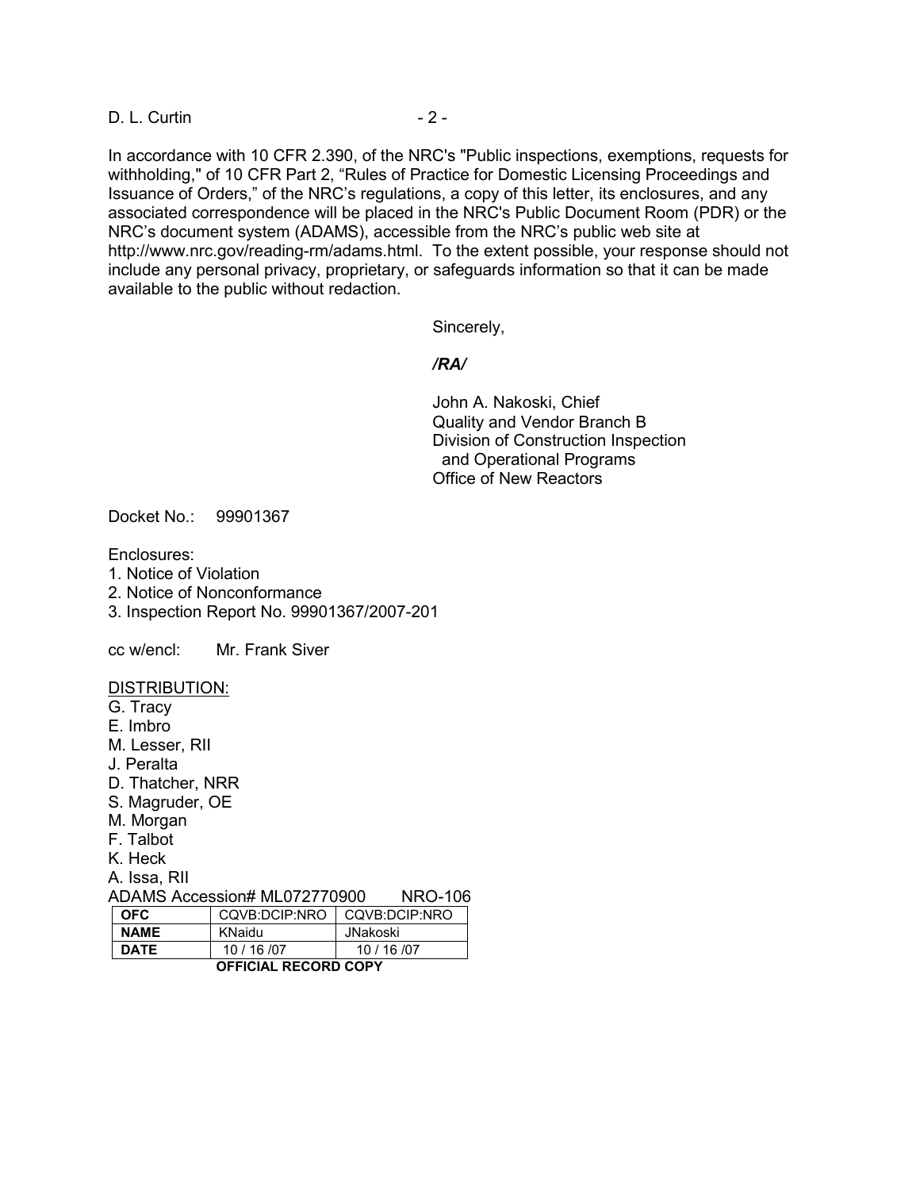In accordance with 10 CFR 2.390, of the NRC's "Public inspections, exemptions, requests for withholding," of 10 CFR Part 2, "Rules of Practice for Domestic Licensing Proceedings and Issuance of Orders," of the NRC's regulations, a copy of this letter, its enclosures, and any associated correspondence will be placed in the NRC's Public Document Room (PDR) or the NRC's document system (ADAMS), accessible from the NRC's public web site at http://www.nrc.gov/reading-rm/adams.html. To the extent possible, your response should not include any personal privacy, proprietary, or safeguards information so that it can be made available to the public without redaction.

Sincerely,

*/RA/*

John A. Nakoski, Chief
Quality and Vendor Branch B
Division of Construction Inspection
and Operational Programs
Office of New Reactors

Docket No.: 99901367

Enclosures:
1. Notice of Violation
2. Notice of Nonconformance
3. Inspection Report No. 99901367/2007-201

cc w/encl: Mr. Frank Siver

<u>DISTRIBUTION:</u>

G. Tracy
E. Imbro
M. Lesser, RII
J. Peralta
D. Thatcher, NRR
S. Magruder, OE
M. Morgan
F. Talbot
K. Heck
A. Issa, RII

ADAMS Accession# ML072770900 NRO-106

| **OFC** | CQVB:DCIP:NRO | CQVB:DCIP:NRO |
|---|---|---|
| **NAME** | KNaidu | JNakoski |
| **DATE** | 10 / 16 /07 | 10 / 16 /07 |

**OFFICIAL RECORD COPY**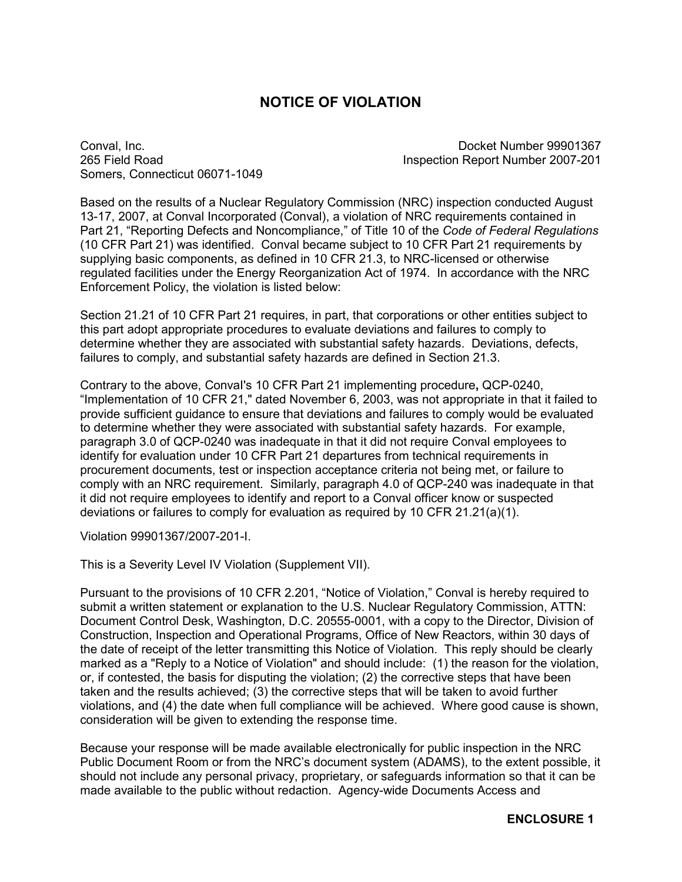# NOTICE OF VIOLATION

Conval, Inc.
265 Field Road
Somers, Connecticut 06071-1049

Docket Number 99901367
Inspection Report Number 2007-201

Based on the results of a Nuclear Regulatory Commission (NRC) inspection conducted August 13-17, 2007, at Conval Incorporated (Conval), a violation of NRC requirements contained in Part 21, "Reporting Defects and Noncompliance," of Title 10 of the *Code of Federal Regulations* (10 CFR Part 21) was identified. Conval became subject to 10 CFR Part 21 requirements by supplying basic components, as defined in 10 CFR 21.3, to NRC-licensed or otherwise regulated facilities under the Energy Reorganization Act of 1974. In accordance with the NRC Enforcement Policy, the violation is listed below:

Section 21.21 of 10 CFR Part 21 requires, in part, that corporations or other entities subject to this part adopt appropriate procedures to evaluate deviations and failures to comply to determine whether they are associated with substantial safety hazards. Deviations, defects, failures to comply, and substantial safety hazards are defined in Section 21.3.

Contrary to the above, Conval's 10 CFR Part 21 implementing procedure**,** QCP-0240, "Implementation of 10 CFR 21," dated November 6, 2003, was not appropriate in that it failed to provide sufficient guidance to ensure that deviations and failures to comply would be evaluated to determine whether they were associated with substantial safety hazards. For example, paragraph 3.0 of QCP-0240 was inadequate in that it did not require Conval employees to identify for evaluation under 10 CFR Part 21 departures from technical requirements in procurement documents, test or inspection acceptance criteria not being met, or failure to comply with an NRC requirement. Similarly, paragraph 4.0 of QCP-240 was inadequate in that it did not require employees to identify and report to a Conval officer know or suspected deviations or failures to comply for evaluation as required by 10 CFR 21.21(a)(1).

Violation 99901367/2007-201-I.

This is a Severity Level IV Violation (Supplement VII).

Pursuant to the provisions of 10 CFR 2.201, "Notice of Violation," Conval is hereby required to submit a written statement or explanation to the U.S. Nuclear Regulatory Commission, ATTN: Document Control Desk, Washington, D.C. 20555-0001, with a copy to the Director, Division of Construction, Inspection and Operational Programs, Office of New Reactors, within 30 days of the date of receipt of the letter transmitting this Notice of Violation. This reply should be clearly marked as a "Reply to a Notice of Violation" and should include: (1) the reason for the violation, or, if contested, the basis for disputing the violation; (2) the corrective steps that have been taken and the results achieved; (3) the corrective steps that will be taken to avoid further violations, and (4) the date when full compliance will be achieved. Where good cause is shown, consideration will be given to extending the response time.

Because your response will be made available electronically for public inspection in the NRC Public Document Room or from the NRC's document system (ADAMS), to the extent possible, it should not include any personal privacy, proprietary, or safeguards information so that it can be made available to the public without redaction. Agency-wide Documents Access and

**ENCLOSURE 1**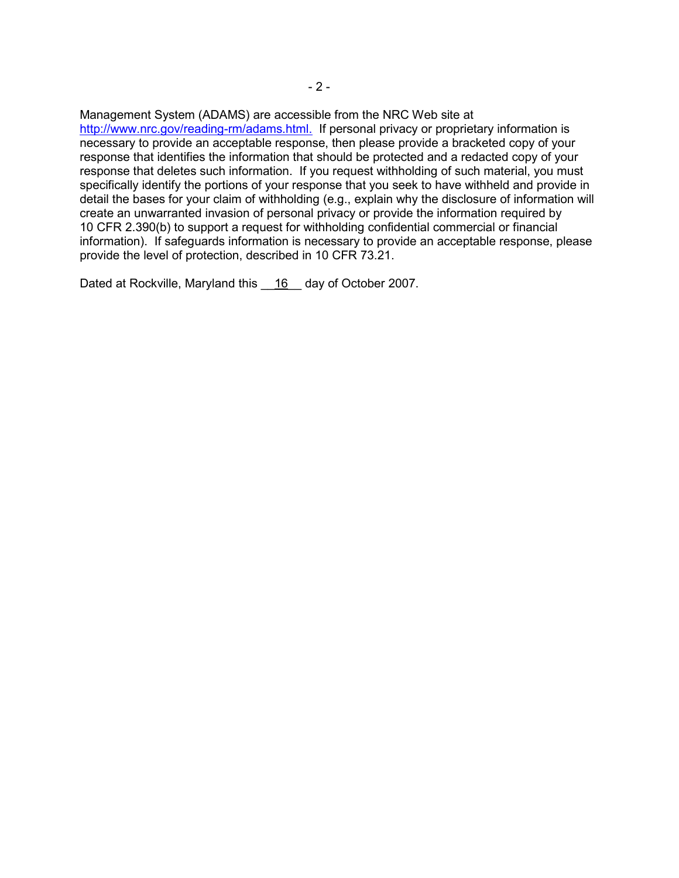Management System (ADAMS) are accessible from the NRC Web site at http://www.nrc.gov/reading-rm/adams.html. If personal privacy or proprietary information is necessary to provide an acceptable response, then please provide a bracketed copy of your response that identifies the information that should be protected and a redacted copy of your response that deletes such information. If you request withholding of such material, you must specifically identify the portions of your response that you seek to have withheld and provide in detail the bases for your claim of withholding (e.g., explain why the disclosure of information will create an unwarranted invasion of personal privacy or provide the information required by 10 CFR 2.390(b) to support a request for withholding confidential commercial or financial information). If safeguards information is necessary to provide an acceptable response, please provide the level of protection, described in 10 CFR 73.21.

Dated at Rockville, Maryland this __16__ day of October 2007.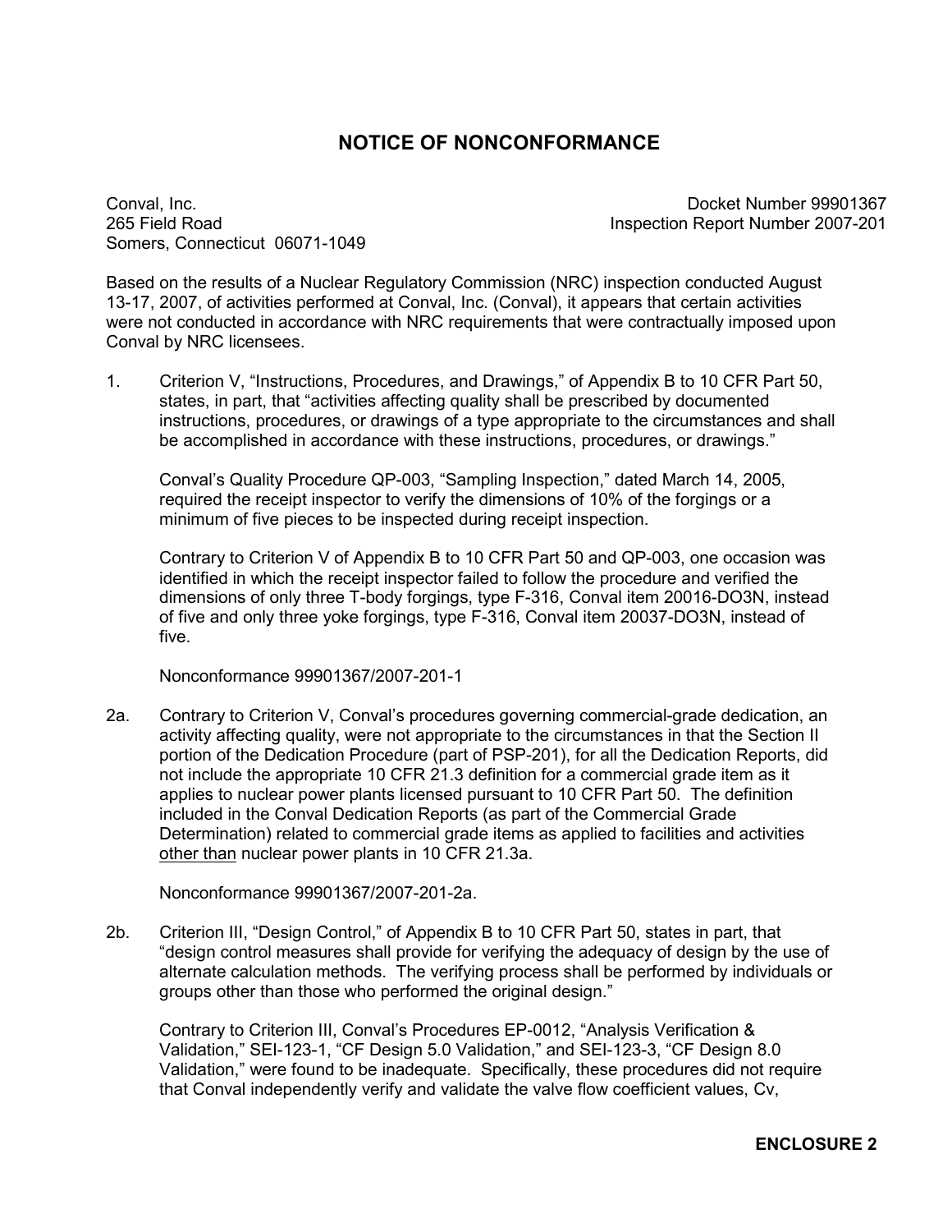# NOTICE OF NONCONFORMANCE

Conval, Inc.
265 Field Road
Somers, Connecticut 06071-1049

Docket Number 99901367
Inspection Report Number 2007-201

Based on the results of a Nuclear Regulatory Commission (NRC) inspection conducted August 13-17, 2007, of activities performed at Conval, Inc. (Conval), it appears that certain activities were not conducted in accordance with NRC requirements that were contractually imposed upon Conval by NRC licensees.

1. Criterion V, "Instructions, Procedures, and Drawings," of Appendix B to 10 CFR Part 50, states, in part, that "activities affecting quality shall be prescribed by documented instructions, procedures, or drawings of a type appropriate to the circumstances and shall be accomplished in accordance with these instructions, procedures, or drawings."

   Conval's Quality Procedure QP-003, "Sampling Inspection," dated March 14, 2005, required the receipt inspector to verify the dimensions of 10% of the forgings or a minimum of five pieces to be inspected during receipt inspection.

   Contrary to Criterion V of Appendix B to 10 CFR Part 50 and QP-003, one occasion was identified in which the receipt inspector failed to follow the procedure and verified the dimensions of only three T-body forgings, type F-316, Conval item 20016-DO3N, instead of five and only three yoke forgings, type F-316, Conval item 20037-DO3N, instead of five.

   Nonconformance 99901367/2007-201-1

2a. Contrary to Criterion V, Conval's procedures governing commercial-grade dedication, an activity affecting quality, were not appropriate to the circumstances in that the Section II portion of the Dedication Procedure (part of PSP-201), for all the Dedication Reports, did not include the appropriate 10 CFR 21.3 definition for a commercial grade item as it applies to nuclear power plants licensed pursuant to 10 CFR Part 50. The definition included in the Conval Dedication Reports (as part of the Commercial Grade Determination) related to commercial grade items as applied to facilities and activities <u>other than</u> nuclear power plants in 10 CFR 21.3a.

   Nonconformance 99901367/2007-201-2a.

2b. Criterion III, "Design Control," of Appendix B to 10 CFR Part 50, states in part, that "design control measures shall provide for verifying the adequacy of design by the use of alternate calculation methods. The verifying process shall be performed by individuals or groups other than those who performed the original design."

   Contrary to Criterion III, Conval's Procedures EP-0012, "Analysis Verification & Validation," SEI-123-1, "CF Design 5.0 Validation," and SEI-123-3, "CF Design 8.0 Validation," were found to be inadequate. Specifically, these procedures did not require that Conval independently verify and validate the valve flow coefficient values, Cv,

**ENCLOSURE 2**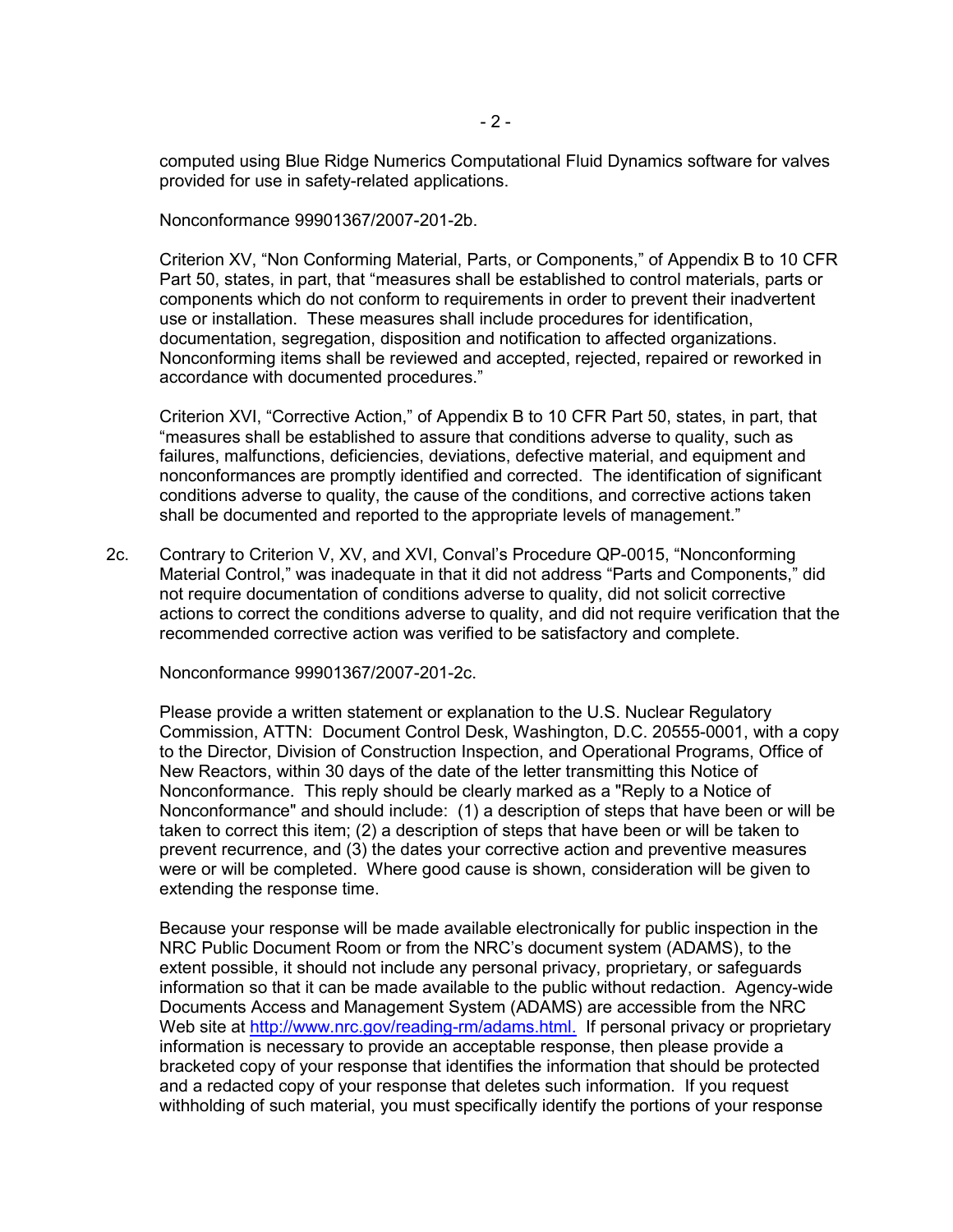computed using Blue Ridge Numerics Computational Fluid Dynamics software for valves provided for use in safety-related applications.

Nonconformance 99901367/2007-201-2b.

Criterion XV, "Non Conforming Material, Parts, or Components," of Appendix B to 10 CFR Part 50, states, in part, that "measures shall be established to control materials, parts or components which do not conform to requirements in order to prevent their inadvertent use or installation. These measures shall include procedures for identification, documentation, segregation, disposition and notification to affected organizations. Nonconforming items shall be reviewed and accepted, rejected, repaired or reworked in accordance with documented procedures."

Criterion XVI, "Corrective Action," of Appendix B to 10 CFR Part 50, states, in part, that "measures shall be established to assure that conditions adverse to quality, such as failures, malfunctions, deficiencies, deviations, defective material, and equipment and nonconformances are promptly identified and corrected. The identification of significant conditions adverse to quality, the cause of the conditions, and corrective actions taken shall be documented and reported to the appropriate levels of management."

2c. Contrary to Criterion V, XV, and XVI, Conval's Procedure QP-0015, "Nonconforming Material Control," was inadequate in that it did not address "Parts and Components," did not require documentation of conditions adverse to quality, did not solicit corrective actions to correct the conditions adverse to quality, and did not require verification that the recommended corrective action was verified to be satisfactory and complete.

Nonconformance 99901367/2007-201-2c.

Please provide a written statement or explanation to the U.S. Nuclear Regulatory Commission, ATTN: Document Control Desk, Washington, D.C. 20555-0001, with a copy to the Director, Division of Construction Inspection, and Operational Programs, Office of New Reactors, within 30 days of the date of the letter transmitting this Notice of Nonconformance. This reply should be clearly marked as a "Reply to a Notice of Nonconformance" and should include: (1) a description of steps that have been or will be taken to correct this item; (2) a description of steps that have been or will be taken to prevent recurrence, and (3) the dates your corrective action and preventive measures were or will be completed. Where good cause is shown, consideration will be given to extending the response time.

Because your response will be made available electronically for public inspection in the NRC Public Document Room or from the NRC's document system (ADAMS), to the extent possible, it should not include any personal privacy, proprietary, or safeguards information so that it can be made available to the public without redaction. Agency-wide Documents Access and Management System (ADAMS) are accessible from the NRC Web site at http://www.nrc.gov/reading-rm/adams.html. If personal privacy or proprietary information is necessary to provide an acceptable response, then please provide a bracketed copy of your response that identifies the information that should be protected and a redacted copy of your response that deletes such information. If you request withholding of such material, you must specifically identify the portions of your response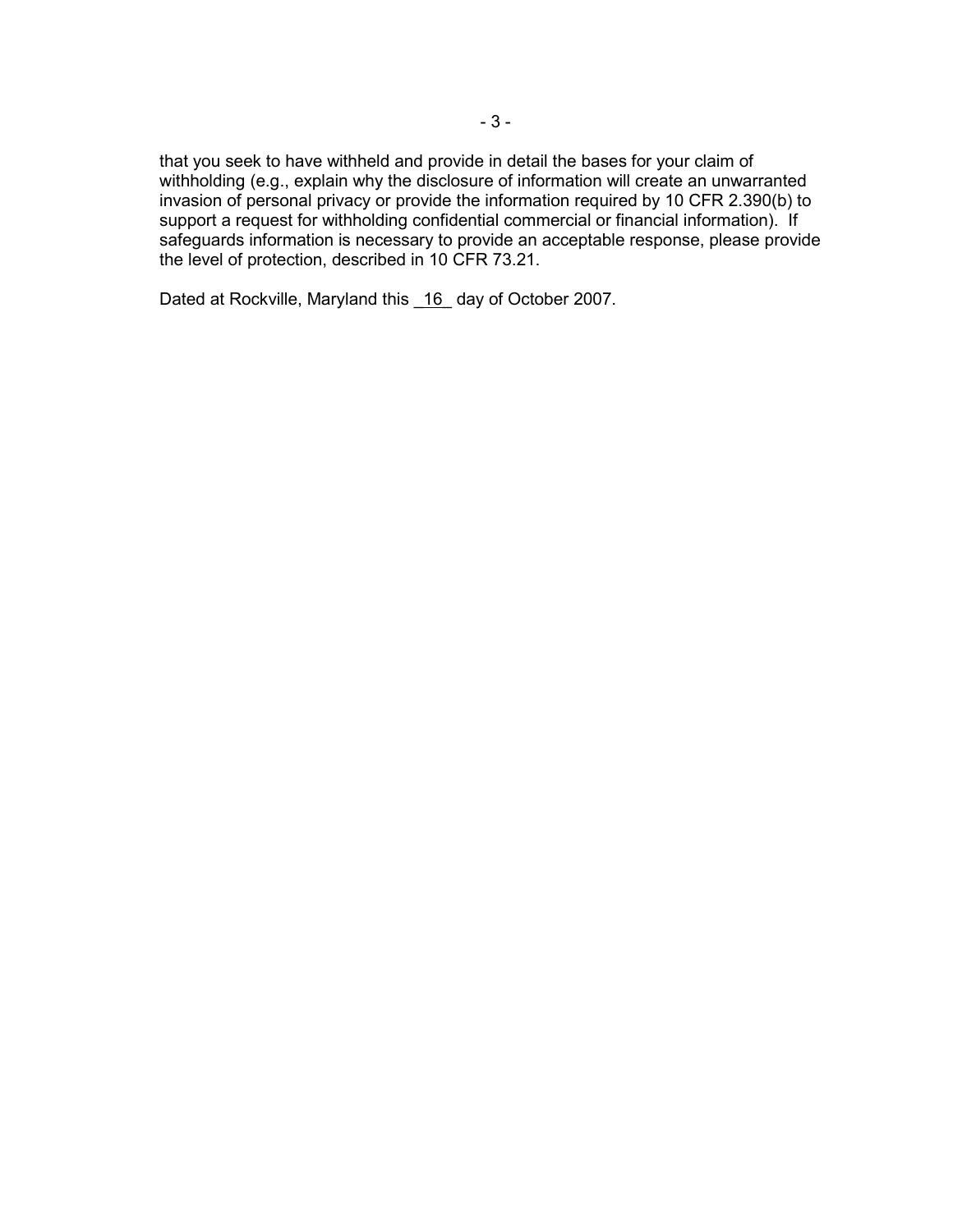that you seek to have withheld and provide in detail the bases for your claim of withholding (e.g., explain why the disclosure of information will create an unwarranted invasion of personal privacy or provide the information required by 10 CFR 2.390(b) to support a request for withholding confidential commercial or financial information). If safeguards information is necessary to provide an acceptable response, please provide the level of protection, described in 10 CFR 73.21.

Dated at Rockville, Maryland this _16_ day of October 2007.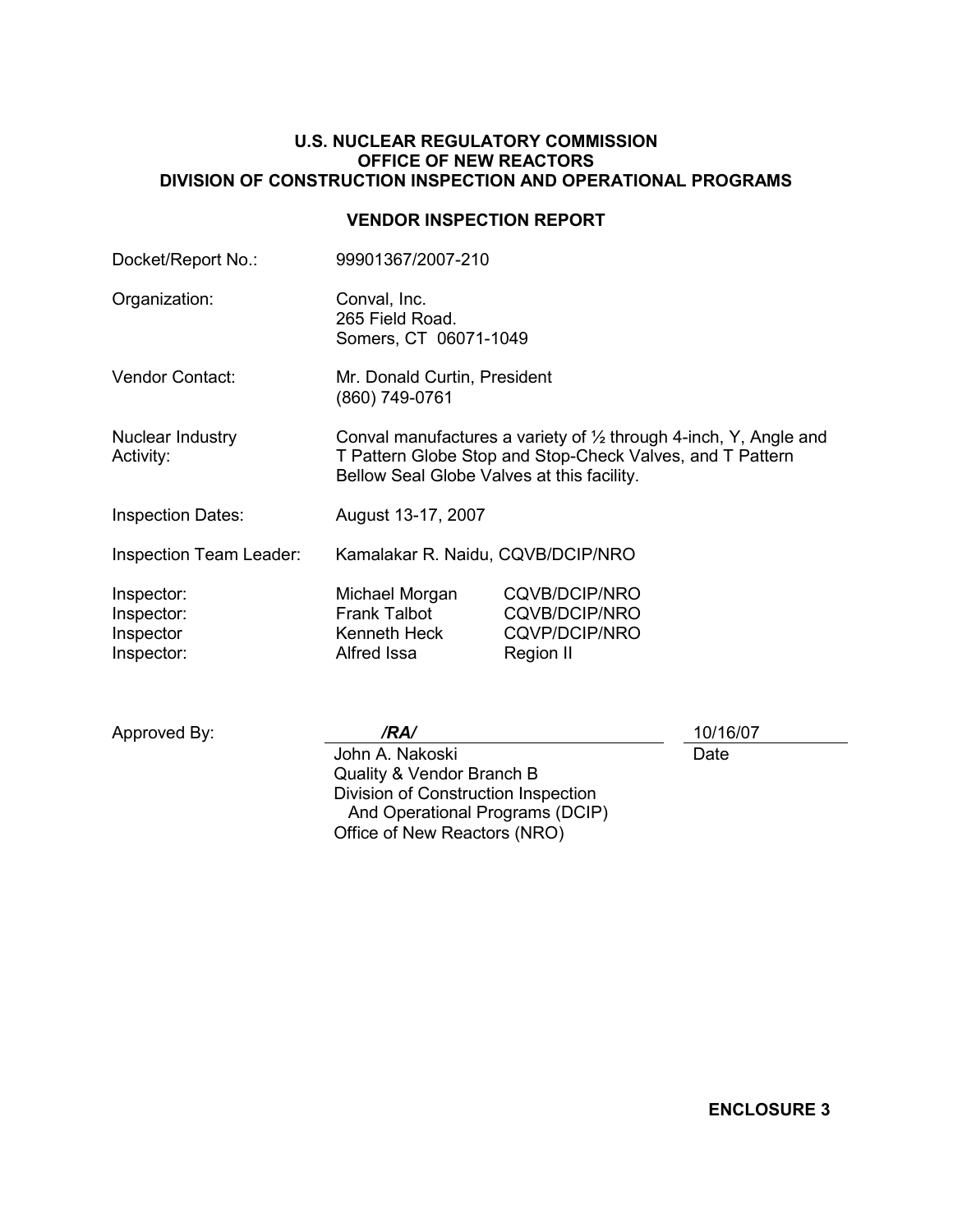**U.S. NUCLEAR REGULATORY COMMISSION**
**OFFICE OF NEW REACTORS**
**DIVISION OF CONSTRUCTION INSPECTION AND OPERATIONAL PROGRAMS**

**VENDOR INSPECTION REPORT**

| | | |
|---|---|---|
| Docket/Report No.: | 99901367/2007-210 | |
| Organization: | Conval, Inc.<br>265 Field Road.<br>Somers, CT 06071-1049 | |
| Vendor Contact: | Mr. Donald Curtin, President<br>(860) 749-0761 | |
| Nuclear Industry Activity: | Conval manufactures a variety of ½ through 4-inch, Y, Angle and T Pattern Globe Stop and Stop-Check Valves, and T Pattern Bellow Seal Globe Valves at this facility. | |
| Inspection Dates: | August 13-17, 2007 | |
| Inspection Team Leader: | Kamalakar R. Naidu, CQVB/DCIP/NRO | |
| Inspector: | Michael Morgan | CQVB/DCIP/NRO |
| Inspector: | Frank Talbot | CQVB/DCIP/NRO |
| Inspector | Kenneth Heck | CQVP/DCIP/NRO |
| Inspector: | Alfred Issa | Region II |

Approved By: ***/RA/*** 10/16/07
John A. Nakoski — Date
Quality & Vendor Branch B
Division of Construction Inspection
And Operational Programs (DCIP)
Office of New Reactors (NRO)

**ENCLOSURE 3**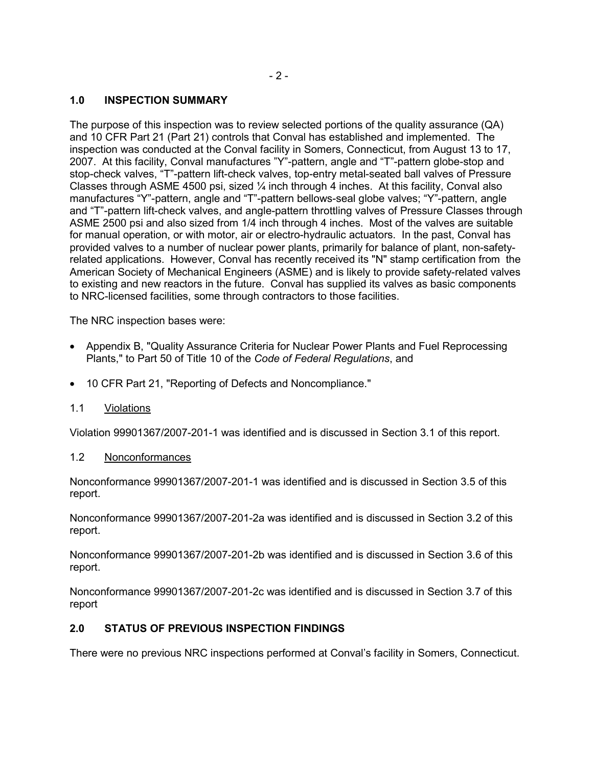## 1.0 INSPECTION SUMMARY

The purpose of this inspection was to review selected portions of the quality assurance (QA) and 10 CFR Part 21 (Part 21) controls that Conval has established and implemented. The inspection was conducted at the Conval facility in Somers, Connecticut, from August 13 to 17, 2007. At this facility, Conval manufactures "Y"-pattern, angle and "T"-pattern globe-stop and stop-check valves, "T"-pattern lift-check valves, top-entry metal-seated ball valves of Pressure Classes through ASME 4500 psi, sized ¼ inch through 4 inches. At this facility, Conval also manufactures "Y"-pattern, angle and "T"-pattern bellows-seal globe valves; "Y"-pattern, angle and "T"-pattern lift-check valves, and angle-pattern throttling valves of Pressure Classes through ASME 2500 psi and also sized from 1/4 inch through 4 inches. Most of the valves are suitable for manual operation, or with motor, air or electro-hydraulic actuators. In the past, Conval has provided valves to a number of nuclear power plants, primarily for balance of plant, non-safety-related applications. However, Conval has recently received its "N" stamp certification from the American Society of Mechanical Engineers (ASME) and is likely to provide safety-related valves to existing and new reactors in the future. Conval has supplied its valves as basic components to NRC-licensed facilities, some through contractors to those facilities.

The NRC inspection bases were:

- Appendix B, "Quality Assurance Criteria for Nuclear Power Plants and Fuel Reprocessing Plants," to Part 50 of Title 10 of the *Code of Federal Regulations*, and
- 10 CFR Part 21, "Reporting of Defects and Noncompliance."

### 1.1 Violations

Violation 99901367/2007-201-1 was identified and is discussed in Section 3.1 of this report.

### 1.2 Nonconformances

Nonconformance 99901367/2007-201-1 was identified and is discussed in Section 3.5 of this report.

Nonconformance 99901367/2007-201-2a was identified and is discussed in Section 3.2 of this report.

Nonconformance 99901367/2007-201-2b was identified and is discussed in Section 3.6 of this report.

Nonconformance 99901367/2007-201-2c was identified and is discussed in Section 3.7 of this report

## 2.0 STATUS OF PREVIOUS INSPECTION FINDINGS

There were no previous NRC inspections performed at Conval's facility in Somers, Connecticut.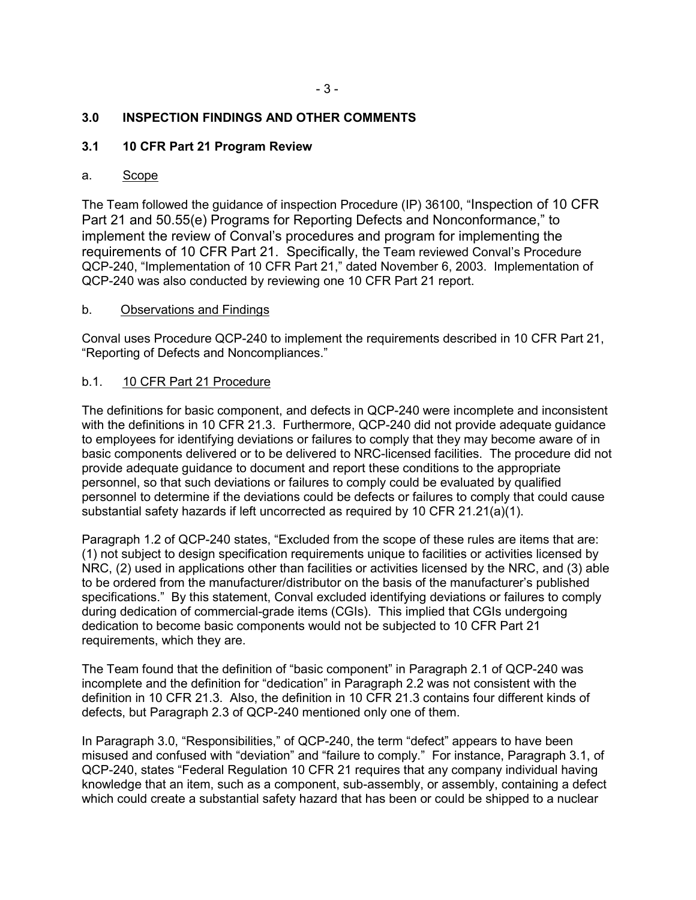## 3.0 INSPECTION FINDINGS AND OTHER COMMENTS

### 3.1 10 CFR Part 21 Program Review

a. Scope

The Team followed the guidance of inspection Procedure (IP) 36100, "Inspection of 10 CFR Part 21 and 50.55(e) Programs for Reporting Defects and Nonconformance," to implement the review of Conval's procedures and program for implementing the requirements of 10 CFR Part 21. Specifically, the Team reviewed Conval's Procedure QCP-240, "Implementation of 10 CFR Part 21," dated November 6, 2003. Implementation of QCP-240 was also conducted by reviewing one 10 CFR Part 21 report.

b. Observations and Findings

Conval uses Procedure QCP-240 to implement the requirements described in 10 CFR Part 21, "Reporting of Defects and Noncompliances."

b.1. 10 CFR Part 21 Procedure

The definitions for basic component, and defects in QCP-240 were incomplete and inconsistent with the definitions in 10 CFR 21.3. Furthermore, QCP-240 did not provide adequate guidance to employees for identifying deviations or failures to comply that they may become aware of in basic components delivered or to be delivered to NRC-licensed facilities. The procedure did not provide adequate guidance to document and report these conditions to the appropriate personnel, so that such deviations or failures to comply could be evaluated by qualified personnel to determine if the deviations could be defects or failures to comply that could cause substantial safety hazards if left uncorrected as required by 10 CFR 21.21(a)(1).

Paragraph 1.2 of QCP-240 states, "Excluded from the scope of these rules are items that are: (1) not subject to design specification requirements unique to facilities or activities licensed by NRC, (2) used in applications other than facilities or activities licensed by the NRC, and (3) able to be ordered from the manufacturer/distributor on the basis of the manufacturer's published specifications." By this statement, Conval excluded identifying deviations or failures to comply during dedication of commercial-grade items (CGIs). This implied that CGIs undergoing dedication to become basic components would not be subjected to 10 CFR Part 21 requirements, which they are.

The Team found that the definition of "basic component" in Paragraph 2.1 of QCP-240 was incomplete and the definition for "dedication" in Paragraph 2.2 was not consistent with the definition in 10 CFR 21.3. Also, the definition in 10 CFR 21.3 contains four different kinds of defects, but Paragraph 2.3 of QCP-240 mentioned only one of them.

In Paragraph 3.0, "Responsibilities," of QCP-240, the term "defect" appears to have been misused and confused with "deviation" and "failure to comply." For instance, Paragraph 3.1, of QCP-240, states "Federal Regulation 10 CFR 21 requires that any company individual having knowledge that an item, such as a component, sub-assembly, or assembly, containing a defect which could create a substantial safety hazard that has been or could be shipped to a nuclear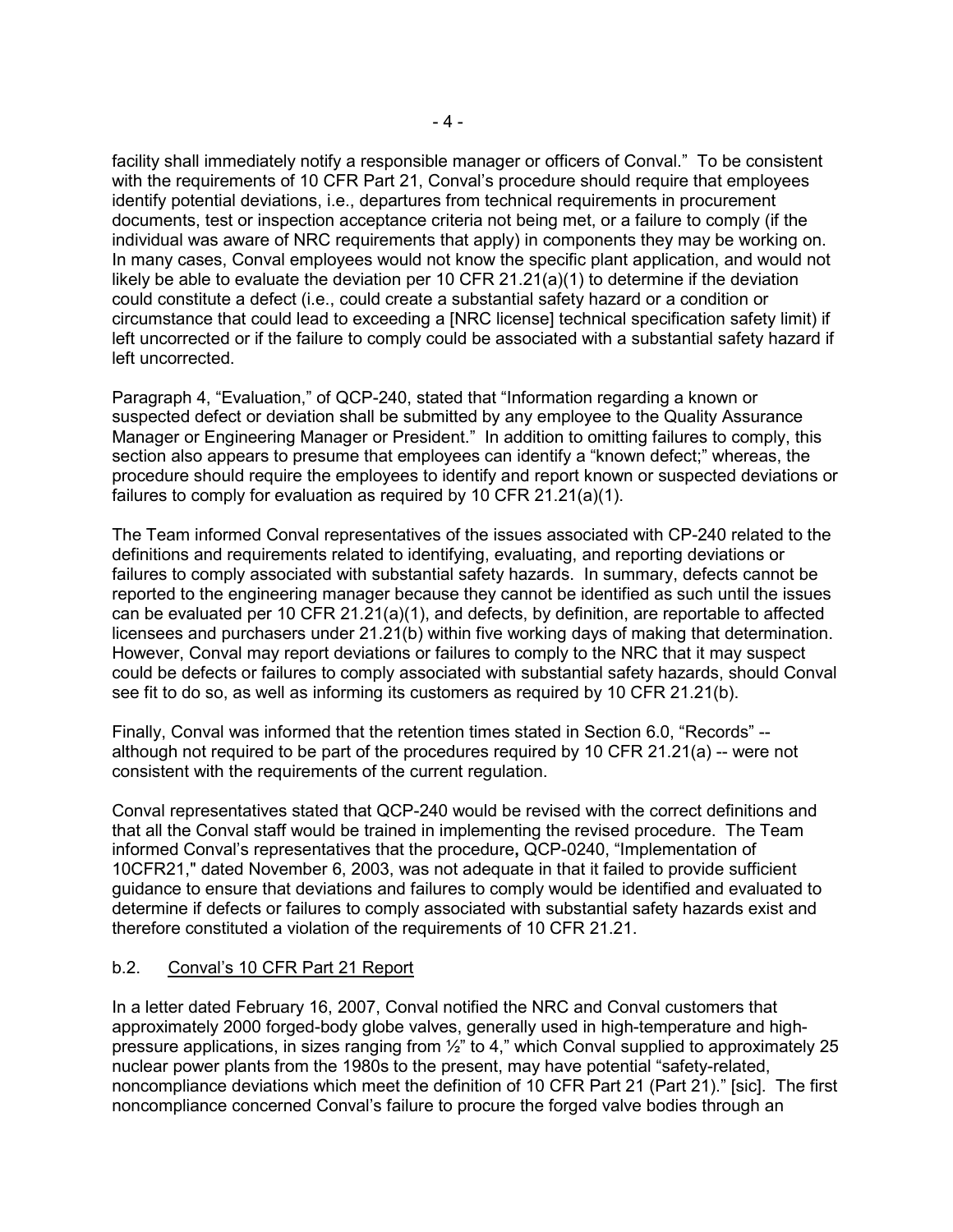facility shall immediately notify a responsible manager or officers of Conval." To be consistent with the requirements of 10 CFR Part 21, Conval's procedure should require that employees identify potential deviations, i.e., departures from technical requirements in procurement documents, test or inspection acceptance criteria not being met, or a failure to comply (if the individual was aware of NRC requirements that apply) in components they may be working on. In many cases, Conval employees would not know the specific plant application, and would not likely be able to evaluate the deviation per 10 CFR 21.21(a)(1) to determine if the deviation could constitute a defect (i.e., could create a substantial safety hazard or a condition or circumstance that could lead to exceeding a [NRC license] technical specification safety limit) if left uncorrected or if the failure to comply could be associated with a substantial safety hazard if left uncorrected.

Paragraph 4, "Evaluation," of QCP-240, stated that "Information regarding a known or suspected defect or deviation shall be submitted by any employee to the Quality Assurance Manager or Engineering Manager or President." In addition to omitting failures to comply, this section also appears to presume that employees can identify a "known defect;" whereas, the procedure should require the employees to identify and report known or suspected deviations or failures to comply for evaluation as required by 10 CFR 21.21(a)(1).

The Team informed Conval representatives of the issues associated with CP-240 related to the definitions and requirements related to identifying, evaluating, and reporting deviations or failures to comply associated with substantial safety hazards. In summary, defects cannot be reported to the engineering manager because they cannot be identified as such until the issues can be evaluated per 10 CFR 21.21(a)(1), and defects, by definition, are reportable to affected licensees and purchasers under 21.21(b) within five working days of making that determination. However, Conval may report deviations or failures to comply to the NRC that it may suspect could be defects or failures to comply associated with substantial safety hazards, should Conval see fit to do so, as well as informing its customers as required by 10 CFR 21.21(b).

Finally, Conval was informed that the retention times stated in Section 6.0, "Records" -- although not required to be part of the procedures required by 10 CFR 21.21(a) -- were not consistent with the requirements of the current regulation.

Conval representatives stated that QCP-240 would be revised with the correct definitions and that all the Conval staff would be trained in implementing the revised procedure. The Team informed Conval's representatives that the procedure**,** QCP-0240, "Implementation of 10CFR21," dated November 6, 2003, was not adequate in that it failed to provide sufficient guidance to ensure that deviations and failures to comply would be identified and evaluated to determine if defects or failures to comply associated with substantial safety hazards exist and therefore constituted a violation of the requirements of 10 CFR 21.21.

b.2. Conval's 10 CFR Part 21 Report

In a letter dated February 16, 2007, Conval notified the NRC and Conval customers that approximately 2000 forged-body globe valves, generally used in high-temperature and high-pressure applications, in sizes ranging from ½" to 4," which Conval supplied to approximately 25 nuclear power plants from the 1980s to the present, may have potential "safety-related, noncompliance deviations which meet the definition of 10 CFR Part 21 (Part 21)." [sic]. The first noncompliance concerned Conval's failure to procure the forged valve bodies through an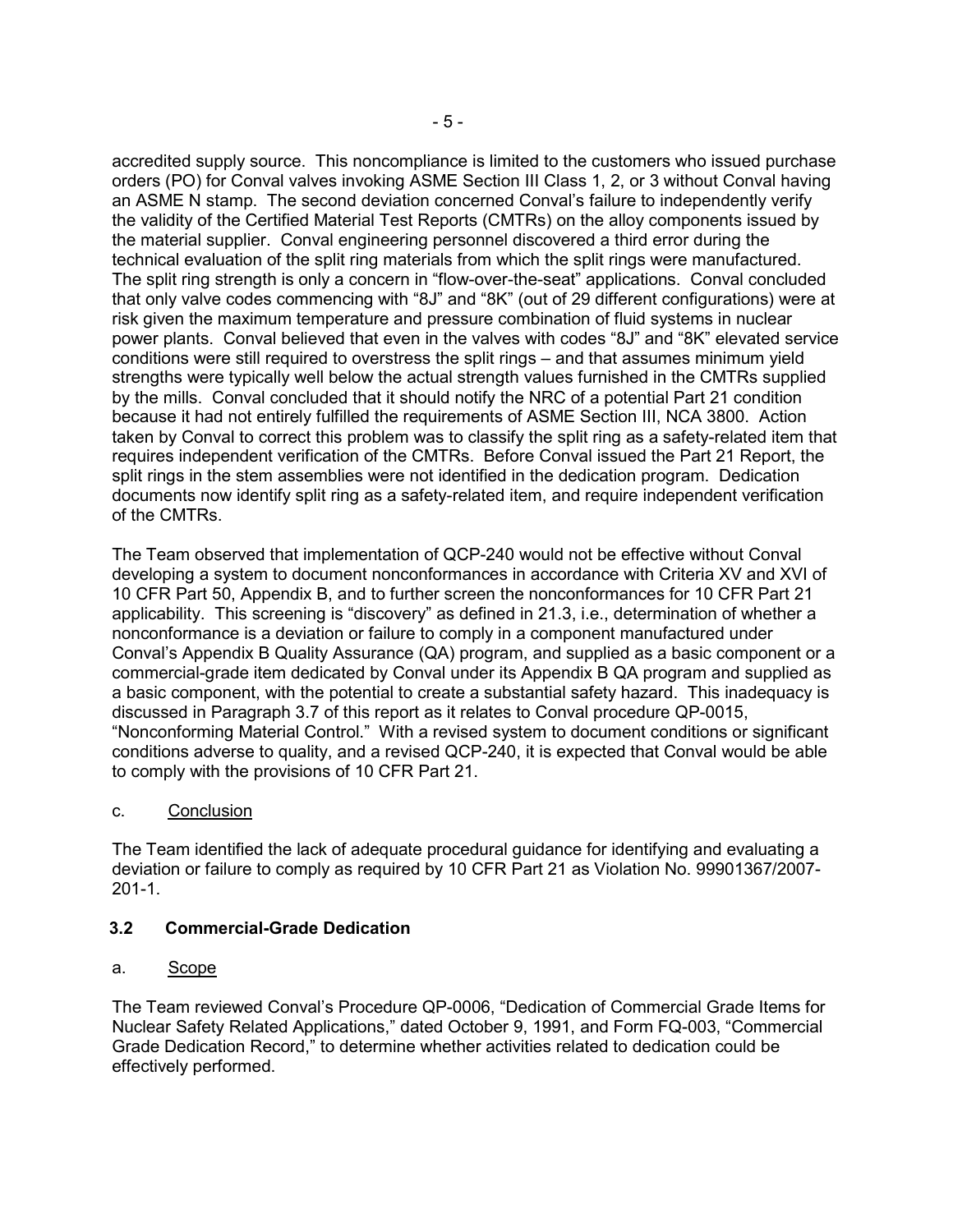accredited supply source. This noncompliance is limited to the customers who issued purchase orders (PO) for Conval valves invoking ASME Section III Class 1, 2, or 3 without Conval having an ASME N stamp. The second deviation concerned Conval's failure to independently verify the validity of the Certified Material Test Reports (CMTRs) on the alloy components issued by the material supplier. Conval engineering personnel discovered a third error during the technical evaluation of the split ring materials from which the split rings were manufactured. The split ring strength is only a concern in "flow-over-the-seat" applications. Conval concluded that only valve codes commencing with "8J" and "8K" (out of 29 different configurations) were at risk given the maximum temperature and pressure combination of fluid systems in nuclear power plants. Conval believed that even in the valves with codes "8J" and "8K" elevated service conditions were still required to overstress the split rings – and that assumes minimum yield strengths were typically well below the actual strength values furnished in the CMTRs supplied by the mills. Conval concluded that it should notify the NRC of a potential Part 21 condition because it had not entirely fulfilled the requirements of ASME Section III, NCA 3800. Action taken by Conval to correct this problem was to classify the split ring as a safety-related item that requires independent verification of the CMTRs. Before Conval issued the Part 21 Report, the split rings in the stem assemblies were not identified in the dedication program. Dedication documents now identify split ring as a safety-related item, and require independent verification of the CMTRs.

The Team observed that implementation of QCP-240 would not be effective without Conval developing a system to document nonconformances in accordance with Criteria XV and XVI of 10 CFR Part 50, Appendix B, and to further screen the nonconformances for 10 CFR Part 21 applicability. This screening is "discovery" as defined in 21.3, i.e., determination of whether a nonconformance is a deviation or failure to comply in a component manufactured under Conval's Appendix B Quality Assurance (QA) program, and supplied as a basic component or a commercial-grade item dedicated by Conval under its Appendix B QA program and supplied as a basic component, with the potential to create a substantial safety hazard. This inadequacy is discussed in Paragraph 3.7 of this report as it relates to Conval procedure QP-0015, "Nonconforming Material Control." With a revised system to document conditions or significant conditions adverse to quality, and a revised QCP-240, it is expected that Conval would be able to comply with the provisions of 10 CFR Part 21.

c. Conclusion

The Team identified the lack of adequate procedural guidance for identifying and evaluating a deviation or failure to comply as required by 10 CFR Part 21 as Violation No. 99901367/2007-201-1.

## 3.2 Commercial-Grade Dedication

a. Scope

The Team reviewed Conval's Procedure QP-0006, "Dedication of Commercial Grade Items for Nuclear Safety Related Applications," dated October 9, 1991, and Form FQ-003, "Commercial Grade Dedication Record," to determine whether activities related to dedication could be effectively performed.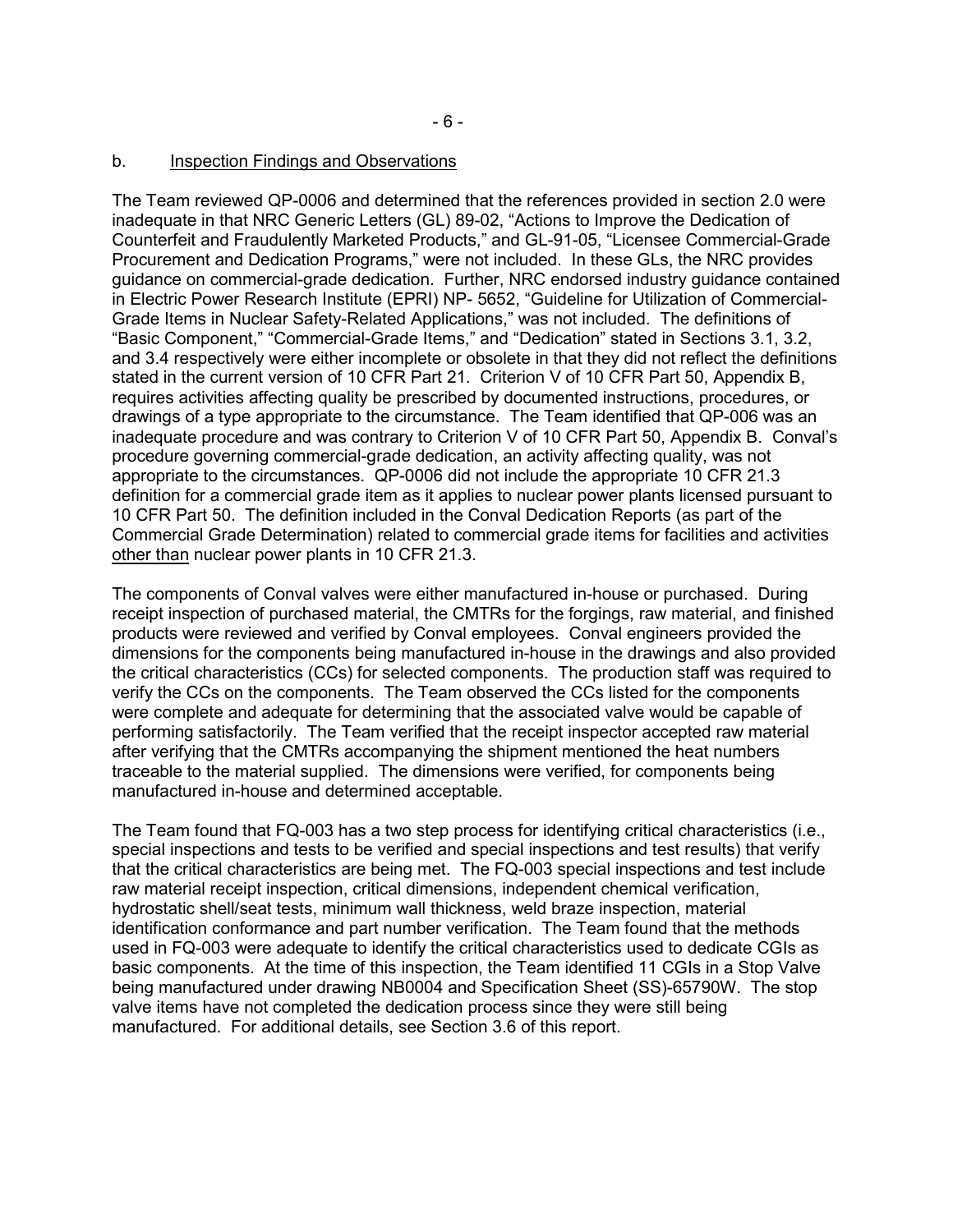b. Inspection Findings and Observations

The Team reviewed QP-0006 and determined that the references provided in section 2.0 were inadequate in that NRC Generic Letters (GL) 89-02, "Actions to Improve the Dedication of Counterfeit and Fraudulently Marketed Products," and GL-91-05, "Licensee Commercial-Grade Procurement and Dedication Programs," were not included. In these GLs, the NRC provides guidance on commercial-grade dedication. Further, NRC endorsed industry guidance contained in Electric Power Research Institute (EPRI) NP- 5652, "Guideline for Utilization of Commercial-Grade Items in Nuclear Safety-Related Applications," was not included. The definitions of "Basic Component," "Commercial-Grade Items," and "Dedication" stated in Sections 3.1, 3.2, and 3.4 respectively were either incomplete or obsolete in that they did not reflect the definitions stated in the current version of 10 CFR Part 21. Criterion V of 10 CFR Part 50, Appendix B, requires activities affecting quality be prescribed by documented instructions, procedures, or drawings of a type appropriate to the circumstance. The Team identified that QP-006 was an inadequate procedure and was contrary to Criterion V of 10 CFR Part 50, Appendix B. Conval's procedure governing commercial-grade dedication, an activity affecting quality, was not appropriate to the circumstances. QP-0006 did not include the appropriate 10 CFR 21.3 definition for a commercial grade item as it applies to nuclear power plants licensed pursuant to 10 CFR Part 50. The definition included in the Conval Dedication Reports (as part of the Commercial Grade Determination) related to commercial grade items for facilities and activities other than nuclear power plants in 10 CFR 21.3.

The components of Conval valves were either manufactured in-house or purchased. During receipt inspection of purchased material, the CMTRs for the forgings, raw material, and finished products were reviewed and verified by Conval employees. Conval engineers provided the dimensions for the components being manufactured in-house in the drawings and also provided the critical characteristics (CCs) for selected components. The production staff was required to verify the CCs on the components. The Team observed the CCs listed for the components were complete and adequate for determining that the associated valve would be capable of performing satisfactorily. The Team verified that the receipt inspector accepted raw material after verifying that the CMTRs accompanying the shipment mentioned the heat numbers traceable to the material supplied. The dimensions were verified, for components being manufactured in-house and determined acceptable.

The Team found that FQ-003 has a two step process for identifying critical characteristics (i.e., special inspections and tests to be verified and special inspections and test results) that verify that the critical characteristics are being met. The FQ-003 special inspections and test include raw material receipt inspection, critical dimensions, independent chemical verification, hydrostatic shell/seat tests, minimum wall thickness, weld braze inspection, material identification conformance and part number verification. The Team found that the methods used in FQ-003 were adequate to identify the critical characteristics used to dedicate CGIs as basic components. At the time of this inspection, the Team identified 11 CGIs in a Stop Valve being manufactured under drawing NB0004 and Specification Sheet (SS)-65790W. The stop valve items have not completed the dedication process since they were still being manufactured. For additional details, see Section 3.6 of this report.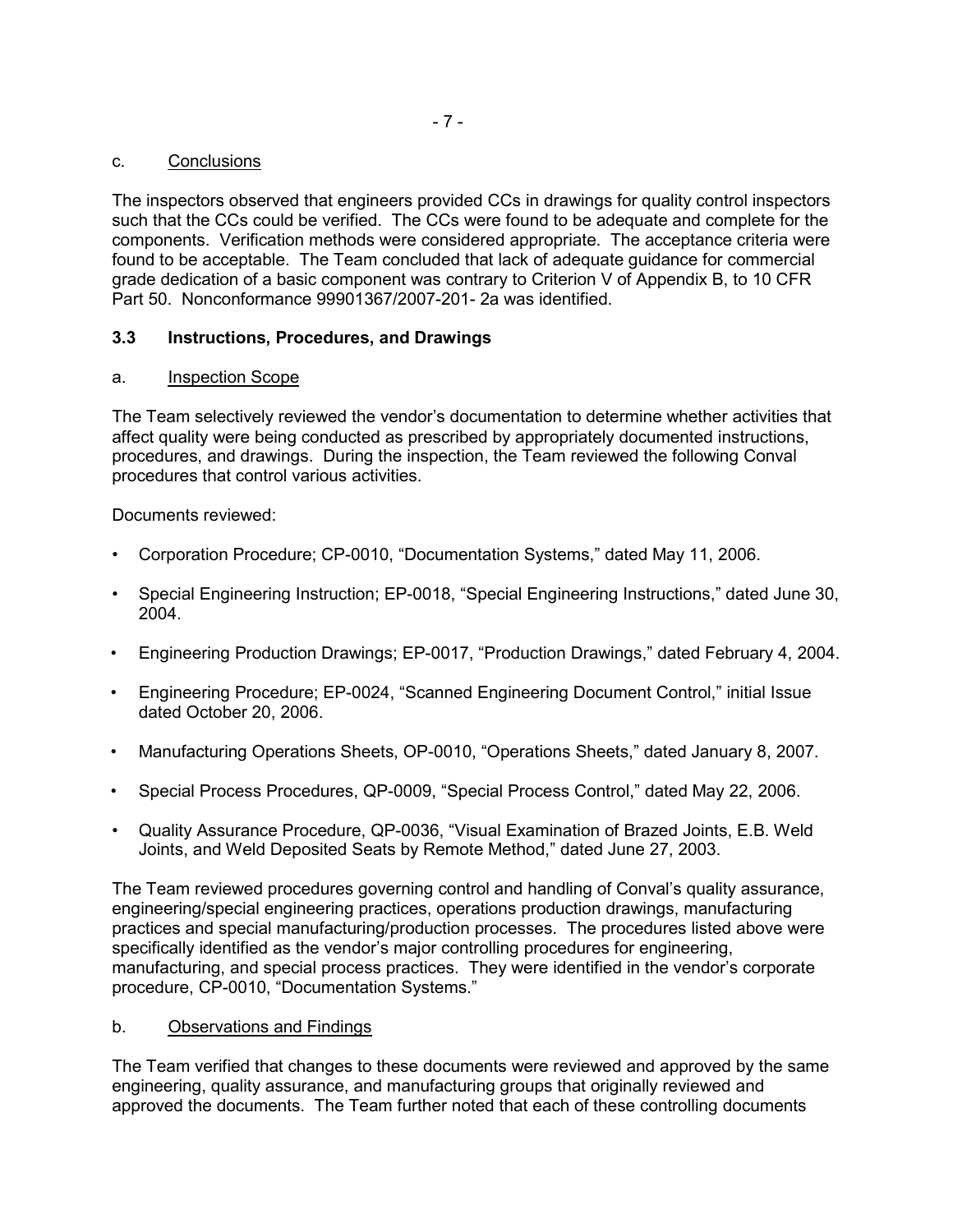c. Conclusions

The inspectors observed that engineers provided CCs in drawings for quality control inspectors such that the CCs could be verified. The CCs were found to be adequate and complete for the components. Verification methods were considered appropriate. The acceptance criteria were found to be acceptable. The Team concluded that lack of adequate guidance for commercial grade dedication of a basic component was contrary to Criterion V of Appendix B, to 10 CFR Part 50. Nonconformance 99901367/2007-201- 2a was identified.

### 3.3 Instructions, Procedures, and Drawings

a. Inspection Scope

The Team selectively reviewed the vendor's documentation to determine whether activities that affect quality were being conducted as prescribed by appropriately documented instructions, procedures, and drawings. During the inspection, the Team reviewed the following Conval procedures that control various activities.

Documents reviewed:

- Corporation Procedure; CP-0010, "Documentation Systems," dated May 11, 2006.
- Special Engineering Instruction; EP-0018, "Special Engineering Instructions," dated June 30, 2004.
- Engineering Production Drawings; EP-0017, "Production Drawings," dated February 4, 2004.
- Engineering Procedure; EP-0024, "Scanned Engineering Document Control," initial Issue dated October 20, 2006.
- Manufacturing Operations Sheets, OP-0010, "Operations Sheets," dated January 8, 2007.
- Special Process Procedures, QP-0009, "Special Process Control," dated May 22, 2006.
- Quality Assurance Procedure, QP-0036, "Visual Examination of Brazed Joints, E.B. Weld Joints, and Weld Deposited Seats by Remote Method," dated June 27, 2003.

The Team reviewed procedures governing control and handling of Conval's quality assurance, engineering/special engineering practices, operations production drawings, manufacturing practices and special manufacturing/production processes. The procedures listed above were specifically identified as the vendor's major controlling procedures for engineering, manufacturing, and special process practices. They were identified in the vendor's corporate procedure, CP-0010, "Documentation Systems."

b. Observations and Findings

The Team verified that changes to these documents were reviewed and approved by the same engineering, quality assurance, and manufacturing groups that originally reviewed and approved the documents. The Team further noted that each of these controlling documents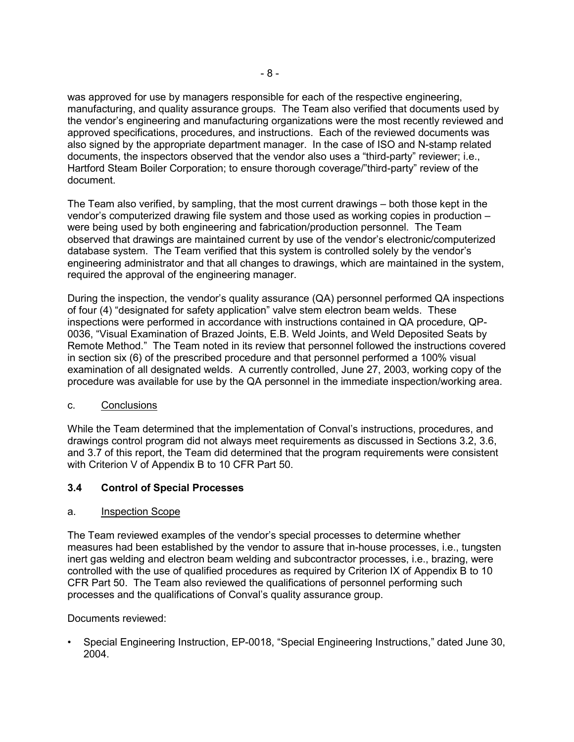was approved for use by managers responsible for each of the respective engineering, manufacturing, and quality assurance groups. The Team also verified that documents used by the vendor's engineering and manufacturing organizations were the most recently reviewed and approved specifications, procedures, and instructions. Each of the reviewed documents was also signed by the appropriate department manager. In the case of ISO and N-stamp related documents, the inspectors observed that the vendor also uses a "third-party" reviewer; i.e., Hartford Steam Boiler Corporation; to ensure thorough coverage/"third-party" review of the document.

The Team also verified, by sampling, that the most current drawings – both those kept in the vendor's computerized drawing file system and those used as working copies in production – were being used by both engineering and fabrication/production personnel. The Team observed that drawings are maintained current by use of the vendor's electronic/computerized database system. The Team verified that this system is controlled solely by the vendor's engineering administrator and that all changes to drawings, which are maintained in the system, required the approval of the engineering manager.

During the inspection, the vendor's quality assurance (QA) personnel performed QA inspections of four (4) "designated for safety application" valve stem electron beam welds. These inspections were performed in accordance with instructions contained in QA procedure, QP-0036, "Visual Examination of Brazed Joints, E.B. Weld Joints, and Weld Deposited Seats by Remote Method." The Team noted in its review that personnel followed the instructions covered in section six (6) of the prescribed procedure and that personnel performed a 100% visual examination of all designated welds. A currently controlled, June 27, 2003, working copy of the procedure was available for use by the QA personnel in the immediate inspection/working area.

c. Conclusions

While the Team determined that the implementation of Conval's instructions, procedures, and drawings control program did not always meet requirements as discussed in Sections 3.2, 3.6, and 3.7 of this report, the Team did determined that the program requirements were consistent with Criterion V of Appendix B to 10 CFR Part 50.

### 3.4 Control of Special Processes

a. Inspection Scope

The Team reviewed examples of the vendor's special processes to determine whether measures had been established by the vendor to assure that in-house processes, i.e., tungsten inert gas welding and electron beam welding and subcontractor processes, i.e., brazing, were controlled with the use of qualified procedures as required by Criterion IX of Appendix B to 10 CFR Part 50. The Team also reviewed the qualifications of personnel performing such processes and the qualifications of Conval's quality assurance group.

Documents reviewed:

- Special Engineering Instruction, EP-0018, "Special Engineering Instructions," dated June 30, 2004.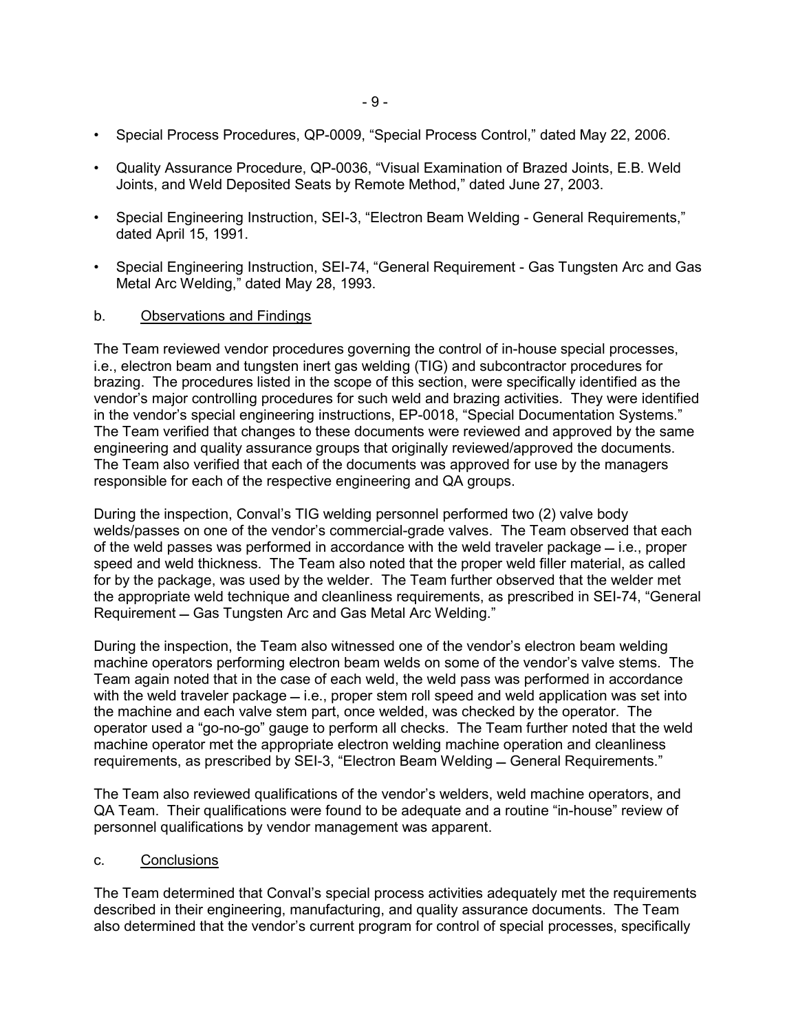- Special Process Procedures, QP-0009, "Special Process Control," dated May 22, 2006.

- Quality Assurance Procedure, QP-0036, "Visual Examination of Brazed Joints, E.B. Weld Joints, and Weld Deposited Seats by Remote Method," dated June 27, 2003.

- Special Engineering Instruction, SEI-3, "Electron Beam Welding - General Requirements," dated April 15, 1991.

- Special Engineering Instruction, SEI-74, "General Requirement - Gas Tungsten Arc and Gas Metal Arc Welding," dated May 28, 1993.

b. Observations and Findings

The Team reviewed vendor procedures governing the control of in-house special processes, i.e., electron beam and tungsten inert gas welding (TIG) and subcontractor procedures for brazing. The procedures listed in the scope of this section, were specifically identified as the vendor's major controlling procedures for such weld and brazing activities. They were identified in the vendor's special engineering instructions, EP-0018, "Special Documentation Systems." The Team verified that changes to these documents were reviewed and approved by the same engineering and quality assurance groups that originally reviewed/approved the documents. The Team also verified that each of the documents was approved for use by the managers responsible for each of the respective engineering and QA groups.

During the inspection, Conval's TIG welding personnel performed two (2) valve body welds/passes on one of the vendor's commercial-grade valves. The Team observed that each of the weld passes was performed in accordance with the weld traveler package – i.e., proper speed and weld thickness. The Team also noted that the proper weld filler material, as called for by the package, was used by the welder. The Team further observed that the welder met the appropriate weld technique and cleanliness requirements, as prescribed in SEI-74, "General Requirement – Gas Tungsten Arc and Gas Metal Arc Welding."

During the inspection, the Team also witnessed one of the vendor's electron beam welding machine operators performing electron beam welds on some of the vendor's valve stems. The Team again noted that in the case of each weld, the weld pass was performed in accordance with the weld traveler package – i.e., proper stem roll speed and weld application was set into the machine and each valve stem part, once welded, was checked by the operator. The operator used a "go-no-go" gauge to perform all checks. The Team further noted that the weld machine operator met the appropriate electron welding machine operation and cleanliness requirements, as prescribed by SEI-3, "Electron Beam Welding – General Requirements."

The Team also reviewed qualifications of the vendor's welders, weld machine operators, and QA Team. Their qualifications were found to be adequate and a routine "in-house" review of personnel qualifications by vendor management was apparent.

c. Conclusions

The Team determined that Conval's special process activities adequately met the requirements described in their engineering, manufacturing, and quality assurance documents. The Team also determined that the vendor's current program for control of special processes, specifically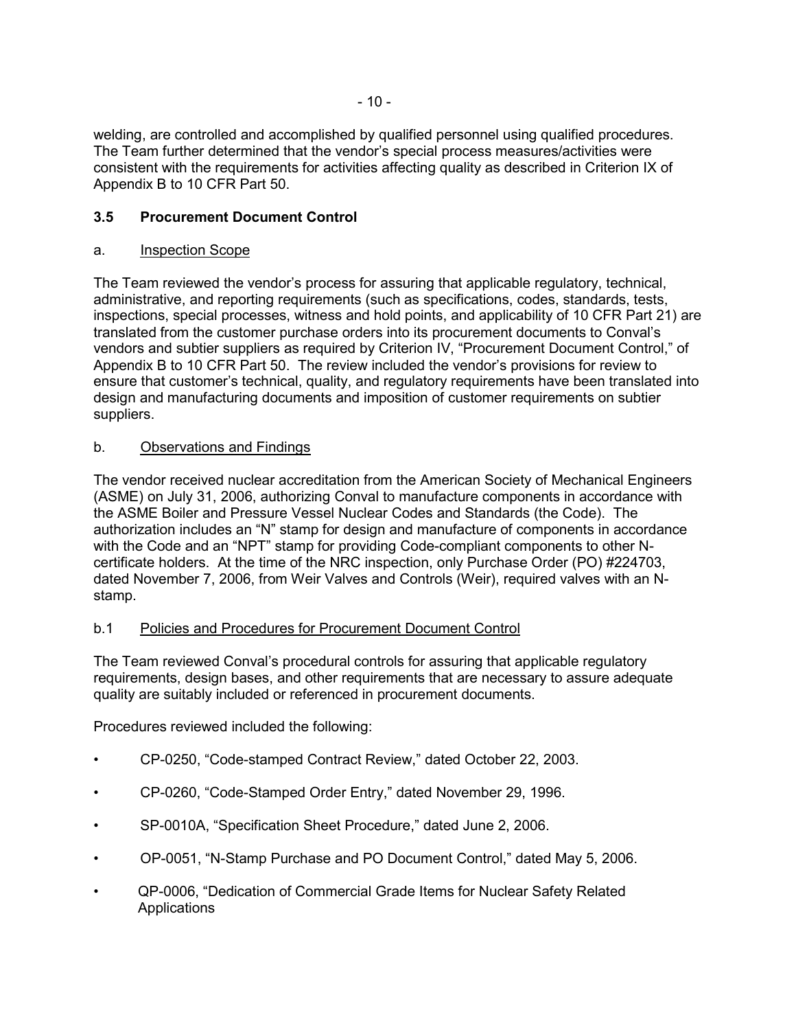welding, are controlled and accomplished by qualified personnel using qualified procedures. The Team further determined that the vendor's special process measures/activities were consistent with the requirements for activities affecting quality as described in Criterion IX of Appendix B to 10 CFR Part 50.

## 3.5 Procurement Document Control

### a. Inspection Scope

The Team reviewed the vendor's process for assuring that applicable regulatory, technical, administrative, and reporting requirements (such as specifications, codes, standards, tests, inspections, special processes, witness and hold points, and applicability of 10 CFR Part 21) are translated from the customer purchase orders into its procurement documents to Conval's vendors and subtier suppliers as required by Criterion IV, "Procurement Document Control," of Appendix B to 10 CFR Part 50. The review included the vendor's provisions for review to ensure that customer's technical, quality, and regulatory requirements have been translated into design and manufacturing documents and imposition of customer requirements on subtier suppliers.

### b. Observations and Findings

The vendor received nuclear accreditation from the American Society of Mechanical Engineers (ASME) on July 31, 2006, authorizing Conval to manufacture components in accordance with the ASME Boiler and Pressure Vessel Nuclear Codes and Standards (the Code). The authorization includes an "N" stamp for design and manufacture of components in accordance with the Code and an "NPT" stamp for providing Code-compliant components to other N-certificate holders. At the time of the NRC inspection, only Purchase Order (PO) #224703, dated November 7, 2006, from Weir Valves and Controls (Weir), required valves with an N-stamp.

### b.1 Policies and Procedures for Procurement Document Control

The Team reviewed Conval's procedural controls for assuring that applicable regulatory requirements, design bases, and other requirements that are necessary to assure adequate quality are suitably included or referenced in procurement documents.

Procedures reviewed included the following:

- CP-0250, "Code-stamped Contract Review," dated October 22, 2003.
- CP-0260, "Code-Stamped Order Entry," dated November 29, 1996.
- SP-0010A, "Specification Sheet Procedure," dated June 2, 2006.
- OP-0051, "N-Stamp Purchase and PO Document Control," dated May 5, 2006.
- QP-0006, "Dedication of Commercial Grade Items for Nuclear Safety Related Applications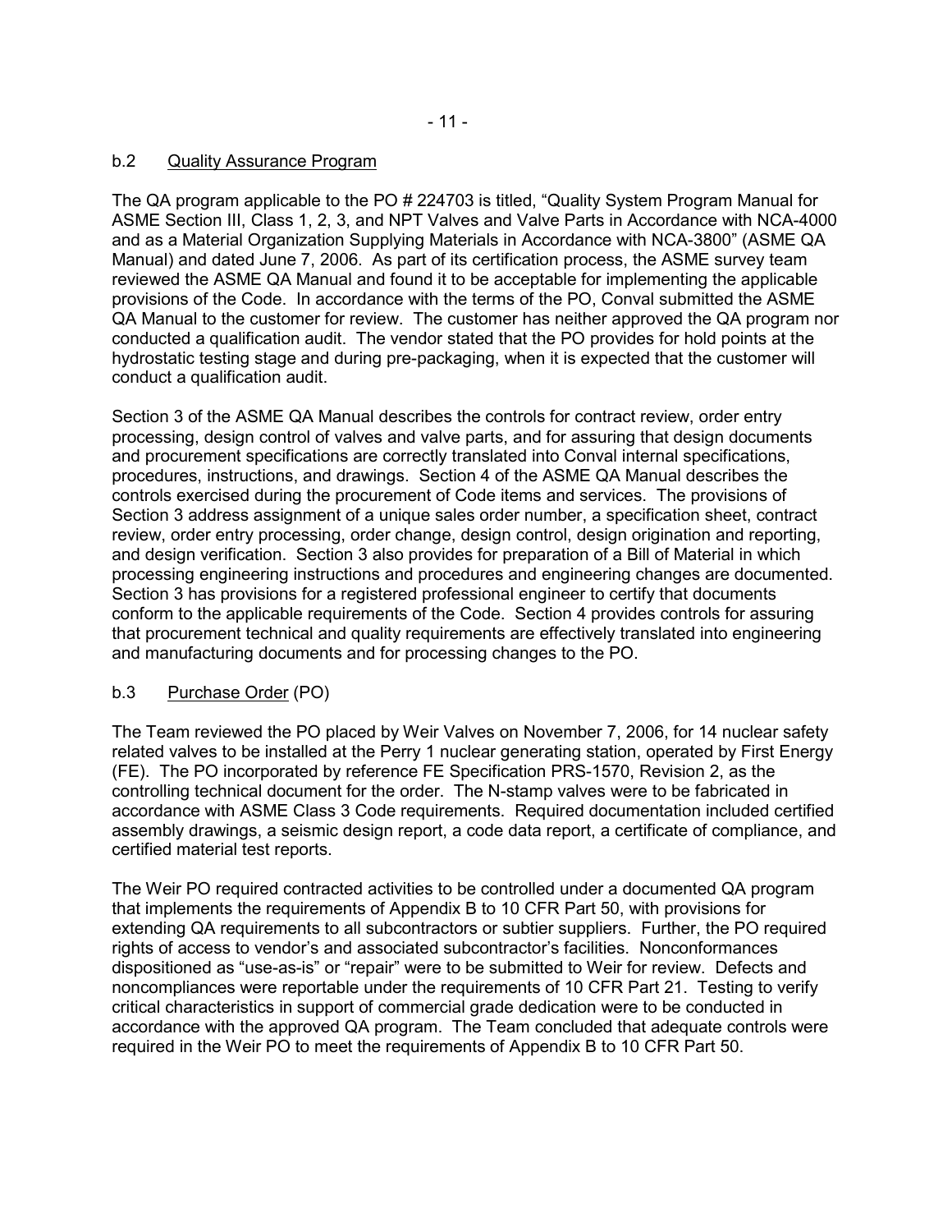### b.2 Quality Assurance Program

The QA program applicable to the PO # 224703 is titled, "Quality System Program Manual for ASME Section III, Class 1, 2, 3, and NPT Valves and Valve Parts in Accordance with NCA-4000 and as a Material Organization Supplying Materials in Accordance with NCA-3800" (ASME QA Manual) and dated June 7, 2006. As part of its certification process, the ASME survey team reviewed the ASME QA Manual and found it to be acceptable for implementing the applicable provisions of the Code. In accordance with the terms of the PO, Conval submitted the ASME QA Manual to the customer for review. The customer has neither approved the QA program nor conducted a qualification audit. The vendor stated that the PO provides for hold points at the hydrostatic testing stage and during pre-packaging, when it is expected that the customer will conduct a qualification audit.

Section 3 of the ASME QA Manual describes the controls for contract review, order entry processing, design control of valves and valve parts, and for assuring that design documents and procurement specifications are correctly translated into Conval internal specifications, procedures, instructions, and drawings. Section 4 of the ASME QA Manual describes the controls exercised during the procurement of Code items and services. The provisions of Section 3 address assignment of a unique sales order number, a specification sheet, contract review, order entry processing, order change, design control, design origination and reporting, and design verification. Section 3 also provides for preparation of a Bill of Material in which processing engineering instructions and procedures and engineering changes are documented. Section 3 has provisions for a registered professional engineer to certify that documents conform to the applicable requirements of the Code. Section 4 provides controls for assuring that procurement technical and quality requirements are effectively translated into engineering and manufacturing documents and for processing changes to the PO.

### b.3 Purchase Order (PO)

The Team reviewed the PO placed by Weir Valves on November 7, 2006, for 14 nuclear safety related valves to be installed at the Perry 1 nuclear generating station, operated by First Energy (FE). The PO incorporated by reference FE Specification PRS-1570, Revision 2, as the controlling technical document for the order. The N-stamp valves were to be fabricated in accordance with ASME Class 3 Code requirements. Required documentation included certified assembly drawings, a seismic design report, a code data report, a certificate of compliance, and certified material test reports.

The Weir PO required contracted activities to be controlled under a documented QA program that implements the requirements of Appendix B to 10 CFR Part 50, with provisions for extending QA requirements to all subcontractors or subtier suppliers. Further, the PO required rights of access to vendor's and associated subcontractor's facilities. Nonconformances dispositioned as "use-as-is" or "repair" were to be submitted to Weir for review. Defects and noncompliances were reportable under the requirements of 10 CFR Part 21. Testing to verify critical characteristics in support of commercial grade dedication were to be conducted in accordance with the approved QA program. The Team concluded that adequate controls were required in the Weir PO to meet the requirements of Appendix B to 10 CFR Part 50.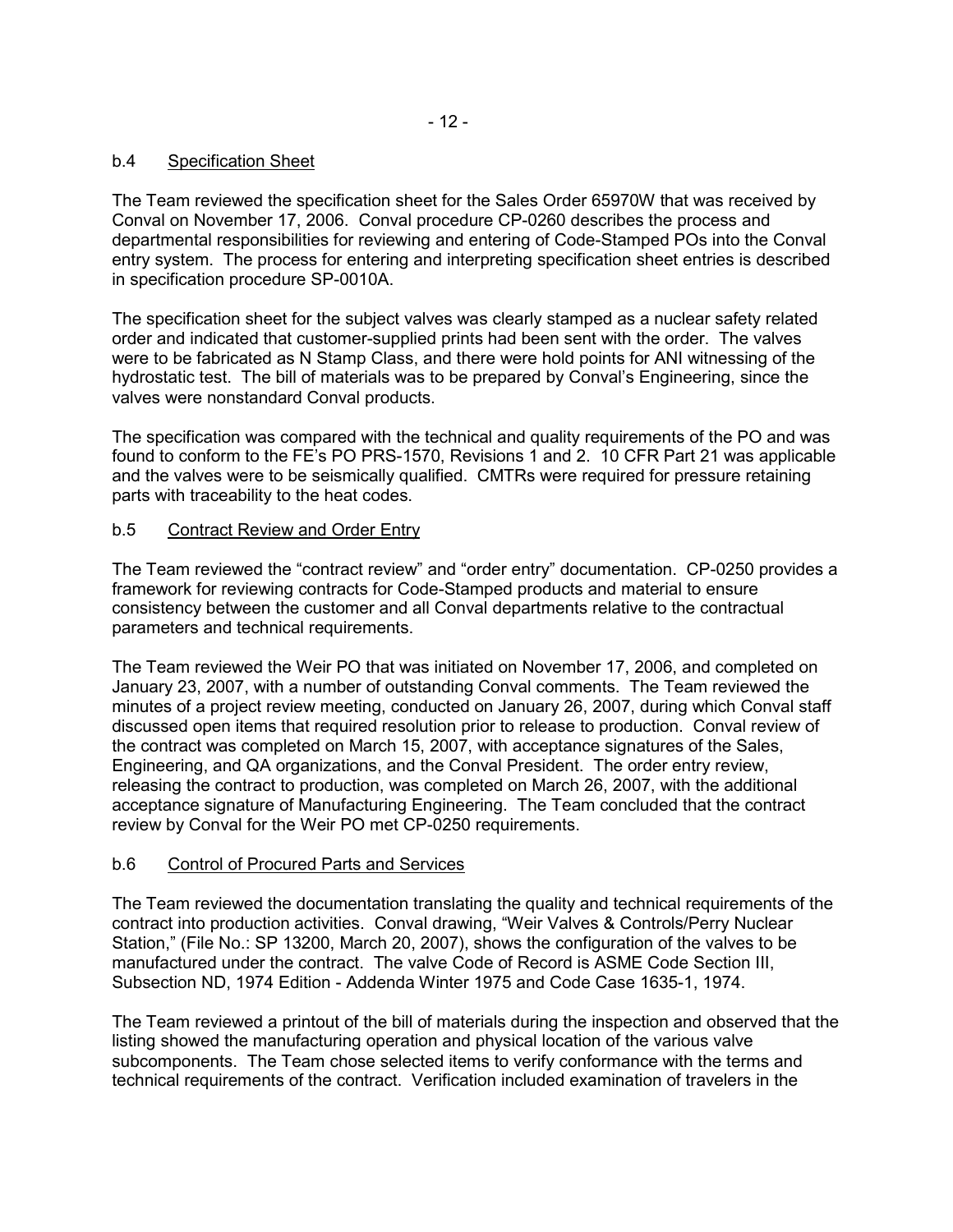### b.4 Specification Sheet

The Team reviewed the specification sheet for the Sales Order 65970W that was received by Conval on November 17, 2006. Conval procedure CP-0260 describes the process and departmental responsibilities for reviewing and entering of Code-Stamped POs into the Conval entry system. The process for entering and interpreting specification sheet entries is described in specification procedure SP-0010A.

The specification sheet for the subject valves was clearly stamped as a nuclear safety related order and indicated that customer-supplied prints had been sent with the order. The valves were to be fabricated as N Stamp Class, and there were hold points for ANI witnessing of the hydrostatic test. The bill of materials was to be prepared by Conval's Engineering, since the valves were nonstandard Conval products.

The specification was compared with the technical and quality requirements of the PO and was found to conform to the FE's PO PRS-1570, Revisions 1 and 2. 10 CFR Part 21 was applicable and the valves were to be seismically qualified. CMTRs were required for pressure retaining parts with traceability to the heat codes.

### b.5 Contract Review and Order Entry

The Team reviewed the "contract review" and "order entry" documentation. CP-0250 provides a framework for reviewing contracts for Code-Stamped products and material to ensure consistency between the customer and all Conval departments relative to the contractual parameters and technical requirements.

The Team reviewed the Weir PO that was initiated on November 17, 2006, and completed on January 23, 2007, with a number of outstanding Conval comments. The Team reviewed the minutes of a project review meeting, conducted on January 26, 2007, during which Conval staff discussed open items that required resolution prior to release to production. Conval review of the contract was completed on March 15, 2007, with acceptance signatures of the Sales, Engineering, and QA organizations, and the Conval President. The order entry review, releasing the contract to production, was completed on March 26, 2007, with the additional acceptance signature of Manufacturing Engineering. The Team concluded that the contract review by Conval for the Weir PO met CP-0250 requirements.

### b.6 Control of Procured Parts and Services

The Team reviewed the documentation translating the quality and technical requirements of the contract into production activities. Conval drawing, "Weir Valves & Controls/Perry Nuclear Station," (File No.: SP 13200, March 20, 2007), shows the configuration of the valves to be manufactured under the contract. The valve Code of Record is ASME Code Section III, Subsection ND, 1974 Edition - Addenda Winter 1975 and Code Case 1635-1, 1974.

The Team reviewed a printout of the bill of materials during the inspection and observed that the listing showed the manufacturing operation and physical location of the various valve subcomponents. The Team chose selected items to verify conformance with the terms and technical requirements of the contract. Verification included examination of travelers in the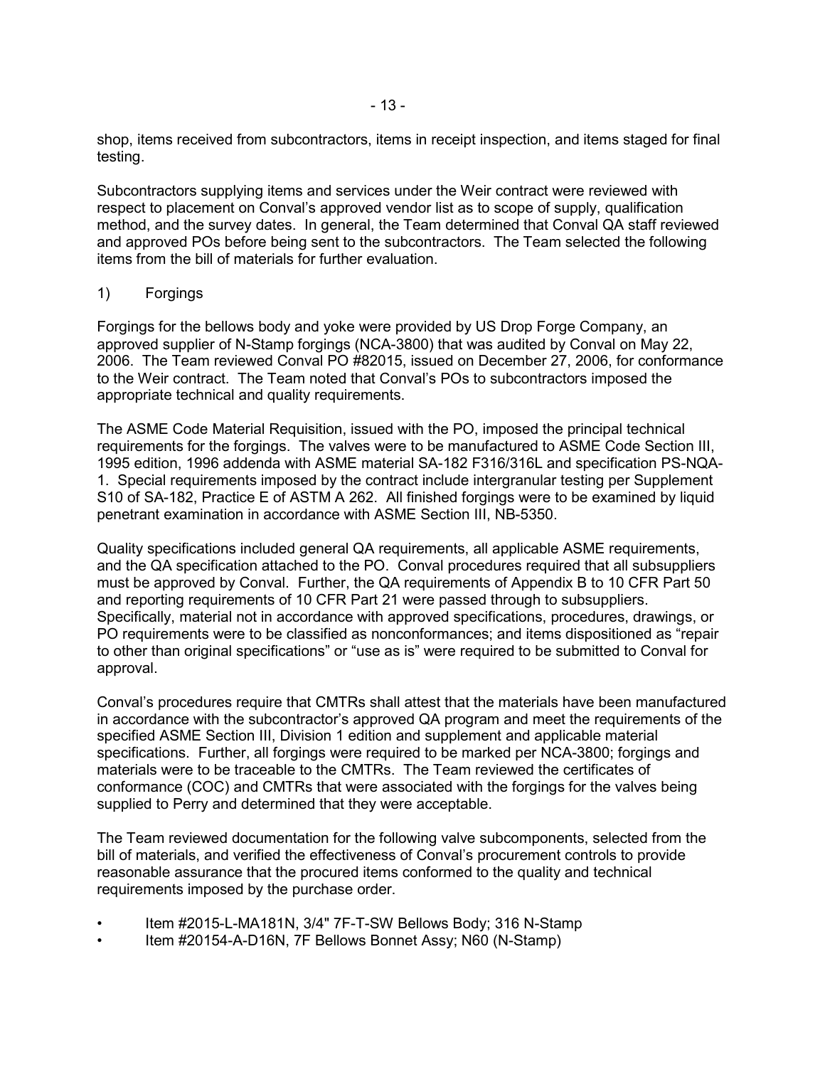shop, items received from subcontractors, items in receipt inspection, and items staged for final testing.

Subcontractors supplying items and services under the Weir contract were reviewed with respect to placement on Conval's approved vendor list as to scope of supply, qualification method, and the survey dates. In general, the Team determined that Conval QA staff reviewed and approved POs before being sent to the subcontractors. The Team selected the following items from the bill of materials for further evaluation.

1) Forgings

Forgings for the bellows body and yoke were provided by US Drop Forge Company, an approved supplier of N-Stamp forgings (NCA-3800) that was audited by Conval on May 22, 2006. The Team reviewed Conval PO #82015, issued on December 27, 2006, for conformance to the Weir contract. The Team noted that Conval's POs to subcontractors imposed the appropriate technical and quality requirements.

The ASME Code Material Requisition, issued with the PO, imposed the principal technical requirements for the forgings. The valves were to be manufactured to ASME Code Section III, 1995 edition, 1996 addenda with ASME material SA-182 F316/316L and specification PS-NQA-1. Special requirements imposed by the contract include intergranular testing per Supplement S10 of SA-182, Practice E of ASTM A 262. All finished forgings were to be examined by liquid penetrant examination in accordance with ASME Section III, NB-5350.

Quality specifications included general QA requirements, all applicable ASME requirements, and the QA specification attached to the PO. Conval procedures required that all subsuppliers must be approved by Conval. Further, the QA requirements of Appendix B to 10 CFR Part 50 and reporting requirements of 10 CFR Part 21 were passed through to subsuppliers. Specifically, material not in accordance with approved specifications, procedures, drawings, or PO requirements were to be classified as nonconformances; and items dispositioned as "repair to other than original specifications" or "use as is" were required to be submitted to Conval for approval.

Conval's procedures require that CMTRs shall attest that the materials have been manufactured in accordance with the subcontractor's approved QA program and meet the requirements of the specified ASME Section III, Division 1 edition and supplement and applicable material specifications. Further, all forgings were required to be marked per NCA-3800; forgings and materials were to be traceable to the CMTRs. The Team reviewed the certificates of conformance (COC) and CMTRs that were associated with the forgings for the valves being supplied to Perry and determined that they were acceptable.

The Team reviewed documentation for the following valve subcomponents, selected from the bill of materials, and verified the effectiveness of Conval's procurement controls to provide reasonable assurance that the procured items conformed to the quality and technical requirements imposed by the purchase order.

- Item #2015-L-MA181N, 3/4" 7F-T-SW Bellows Body; 316 N-Stamp
- Item #20154-A-D16N, 7F Bellows Bonnet Assy; N60 (N-Stamp)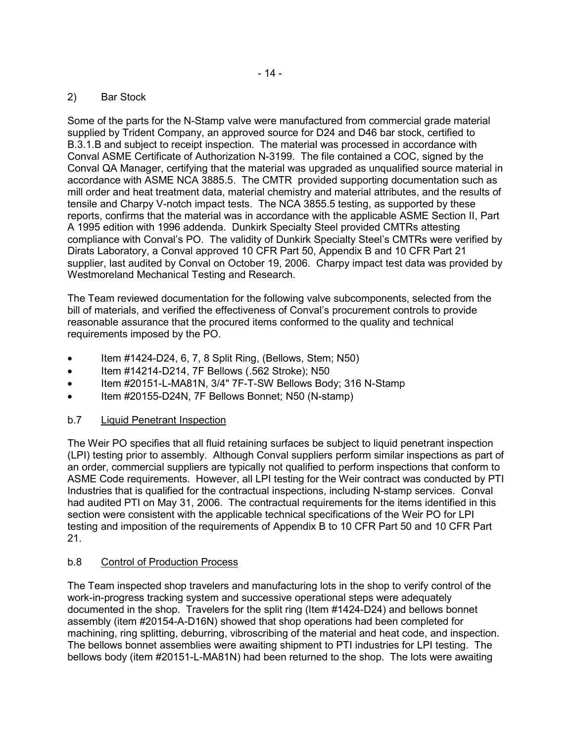2) Bar Stock

Some of the parts for the N-Stamp valve were manufactured from commercial grade material supplied by Trident Company, an approved source for D24 and D46 bar stock, certified to B.3.1.B and subject to receipt inspection. The material was processed in accordance with Conval ASME Certificate of Authorization N-3199. The file contained a COC, signed by the Conval QA Manager, certifying that the material was upgraded as unqualified source material in accordance with ASME NCA 3885.5. The CMTR provided supporting documentation such as mill order and heat treatment data, material chemistry and material attributes, and the results of tensile and Charpy V-notch impact tests. The NCA 3855.5 testing, as supported by these reports, confirms that the material was in accordance with the applicable ASME Section II, Part A 1995 edition with 1996 addenda. Dunkirk Specialty Steel provided CMTRs attesting compliance with Conval's PO. The validity of Dunkirk Specialty Steel's CMTRs were verified by Dirats Laboratory, a Conval approved 10 CFR Part 50, Appendix B and 10 CFR Part 21 supplier, last audited by Conval on October 19, 2006. Charpy impact test data was provided by Westmoreland Mechanical Testing and Research.

The Team reviewed documentation for the following valve subcomponents, selected from the bill of materials, and verified the effectiveness of Conval's procurement controls to provide reasonable assurance that the procured items conformed to the quality and technical requirements imposed by the PO.

- Item #1424-D24, 6, 7, 8 Split Ring, (Bellows, Stem; N50)
- Item #14214-D214, 7F Bellows (.562 Stroke); N50
- Item #20151-L-MA81N, 3/4" 7F-T-SW Bellows Body; 316 N-Stamp
- Item #20155-D24N, 7F Bellows Bonnet; N50 (N-stamp)

b.7 <u>Liquid Penetrant Inspection</u>

The Weir PO specifies that all fluid retaining surfaces be subject to liquid penetrant inspection (LPI) testing prior to assembly. Although Conval suppliers perform similar inspections as part of an order, commercial suppliers are typically not qualified to perform inspections that conform to ASME Code requirements. However, all LPI testing for the Weir contract was conducted by PTI Industries that is qualified for the contractual inspections, including N-stamp services. Conval had audited PTI on May 31, 2006. The contractual requirements for the items identified in this section were consistent with the applicable technical specifications of the Weir PO for LPI testing and imposition of the requirements of Appendix B to 10 CFR Part 50 and 10 CFR Part 21.

b.8 <u>Control of Production Process</u>

The Team inspected shop travelers and manufacturing lots in the shop to verify control of the work-in-progress tracking system and successive operational steps were adequately documented in the shop. Travelers for the split ring (Item #1424-D24) and bellows bonnet assembly (item #20154-A-D16N) showed that shop operations had been completed for machining, ring splitting, deburring, vibroscribing of the material and heat code, and inspection. The bellows bonnet assemblies were awaiting shipment to PTI industries for LPI testing. The bellows body (item #20151-L-MA81N) had been returned to the shop. The lots were awaiting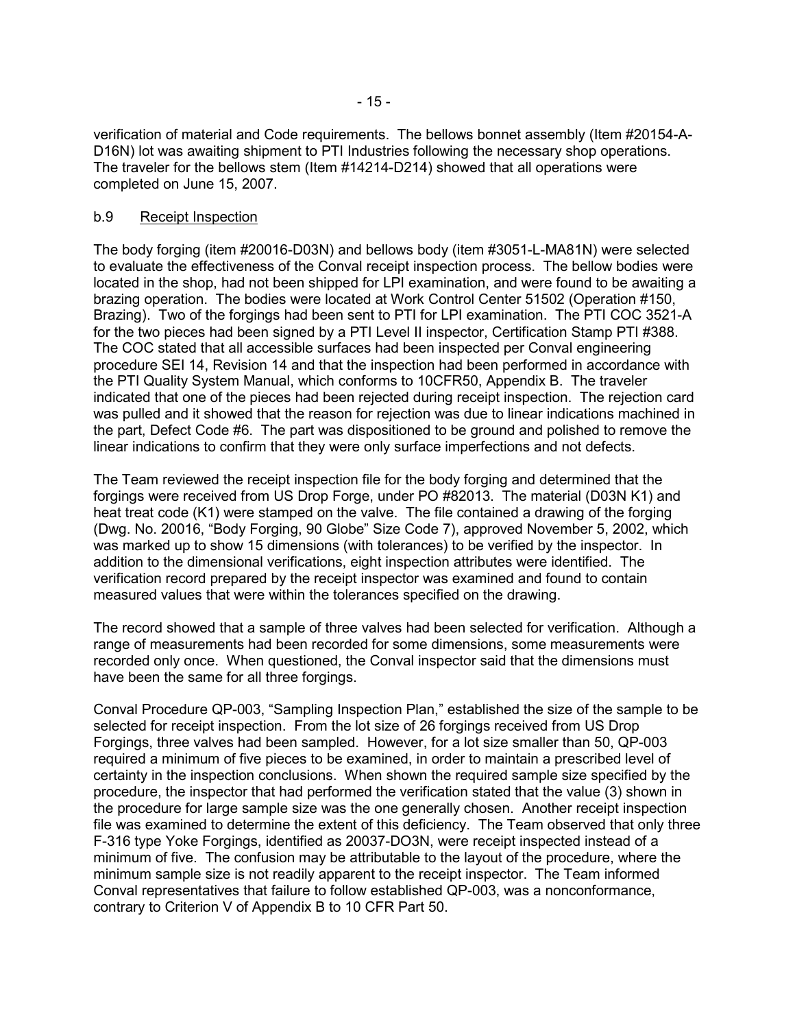verification of material and Code requirements. The bellows bonnet assembly (Item #20154-A-D16N) lot was awaiting shipment to PTI Industries following the necessary shop operations. The traveler for the bellows stem (Item #14214-D214) showed that all operations were completed on June 15, 2007.

b.9 Receipt Inspection

The body forging (item #20016-D03N) and bellows body (item #3051-L-MA81N) were selected to evaluate the effectiveness of the Conval receipt inspection process. The bellow bodies were located in the shop, had not been shipped for LPI examination, and were found to be awaiting a brazing operation. The bodies were located at Work Control Center 51502 (Operation #150, Brazing). Two of the forgings had been sent to PTI for LPI examination. The PTI COC 3521-A for the two pieces had been signed by a PTI Level II inspector, Certification Stamp PTI #388. The COC stated that all accessible surfaces had been inspected per Conval engineering procedure SEI 14, Revision 14 and that the inspection had been performed in accordance with the PTI Quality System Manual, which conforms to 10CFR50, Appendix B. The traveler indicated that one of the pieces had been rejected during receipt inspection. The rejection card was pulled and it showed that the reason for rejection was due to linear indications machined in the part, Defect Code #6. The part was dispositioned to be ground and polished to remove the linear indications to confirm that they were only surface imperfections and not defects.

The Team reviewed the receipt inspection file for the body forging and determined that the forgings were received from US Drop Forge, under PO #82013. The material (D03N K1) and heat treat code (K1) were stamped on the valve. The file contained a drawing of the forging (Dwg. No. 20016, "Body Forging, 90 Globe" Size Code 7), approved November 5, 2002, which was marked up to show 15 dimensions (with tolerances) to be verified by the inspector. In addition to the dimensional verifications, eight inspection attributes were identified. The verification record prepared by the receipt inspector was examined and found to contain measured values that were within the tolerances specified on the drawing.

The record showed that a sample of three valves had been selected for verification. Although a range of measurements had been recorded for some dimensions, some measurements were recorded only once. When questioned, the Conval inspector said that the dimensions must have been the same for all three forgings.

Conval Procedure QP-003, "Sampling Inspection Plan," established the size of the sample to be selected for receipt inspection. From the lot size of 26 forgings received from US Drop Forgings, three valves had been sampled. However, for a lot size smaller than 50, QP-003 required a minimum of five pieces to be examined, in order to maintain a prescribed level of certainty in the inspection conclusions. When shown the required sample size specified by the procedure, the inspector that had performed the verification stated that the value (3) shown in the procedure for large sample size was the one generally chosen. Another receipt inspection file was examined to determine the extent of this deficiency. The Team observed that only three F-316 type Yoke Forgings, identified as 20037-DO3N, were receipt inspected instead of a minimum of five. The confusion may be attributable to the layout of the procedure, where the minimum sample size is not readily apparent to the receipt inspector. The Team informed Conval representatives that failure to follow established QP-003, was a nonconformance, contrary to Criterion V of Appendix B to 10 CFR Part 50.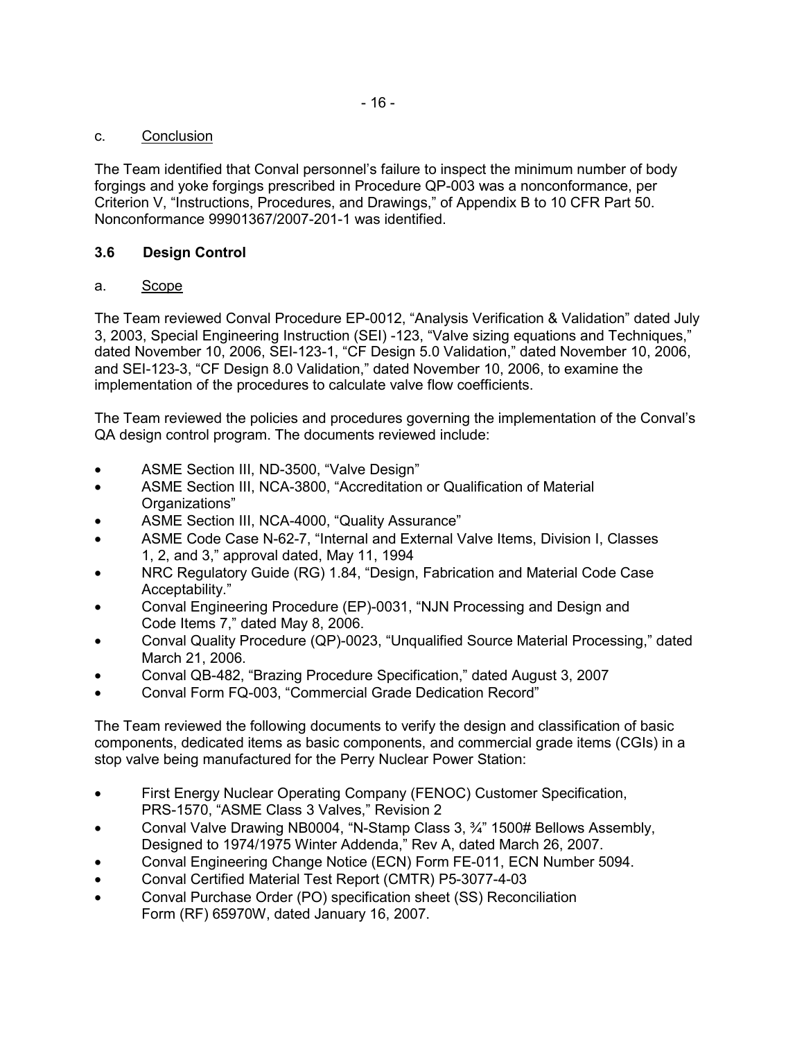c. Conclusion

The Team identified that Conval personnel's failure to inspect the minimum number of body forgings and yoke forgings prescribed in Procedure QP-003 was a nonconformance, per Criterion V, "Instructions, Procedures, and Drawings," of Appendix B to 10 CFR Part 50. Nonconformance 99901367/2007-201-1 was identified.

### 3.6 Design Control

a. Scope

The Team reviewed Conval Procedure EP-0012, "Analysis Verification & Validation" dated July 3, 2003, Special Engineering Instruction (SEI) -123, "Valve sizing equations and Techniques," dated November 10, 2006, SEI-123-1, "CF Design 5.0 Validation," dated November 10, 2006, and SEI-123-3, "CF Design 8.0 Validation," dated November 10, 2006, to examine the implementation of the procedures to calculate valve flow coefficients.

The Team reviewed the policies and procedures governing the implementation of the Conval's QA design control program. The documents reviewed include:

- ASME Section III, ND-3500, "Valve Design"
- ASME Section III, NCA-3800, "Accreditation or Qualification of Material Organizations"
- ASME Section III, NCA-4000, "Quality Assurance"
- ASME Code Case N-62-7, "Internal and External Valve Items, Division I, Classes 1, 2, and 3," approval dated, May 11, 1994
- NRC Regulatory Guide (RG) 1.84, "Design, Fabrication and Material Code Case Acceptability."
- Conval Engineering Procedure (EP)-0031, "NJN Processing and Design and Code Items 7," dated May 8, 2006.
- Conval Quality Procedure (QP)-0023, "Unqualified Source Material Processing," dated March 21, 2006.
- Conval QB-482, "Brazing Procedure Specification," dated August 3, 2007
- Conval Form FQ-003, "Commercial Grade Dedication Record"

The Team reviewed the following documents to verify the design and classification of basic components, dedicated items as basic components, and commercial grade items (CGIs) in a stop valve being manufactured for the Perry Nuclear Power Station:

- First Energy Nuclear Operating Company (FENOC) Customer Specification, PRS-1570, "ASME Class 3 Valves," Revision 2
- Conval Valve Drawing NB0004, "N-Stamp Class 3, ¾" 1500# Bellows Assembly, Designed to 1974/1975 Winter Addenda," Rev A, dated March 26, 2007.
- Conval Engineering Change Notice (ECN) Form FE-011, ECN Number 5094.
- Conval Certified Material Test Report (CMTR) P5-3077-4-03
- Conval Purchase Order (PO) specification sheet (SS) Reconciliation Form (RF) 65970W, dated January 16, 2007.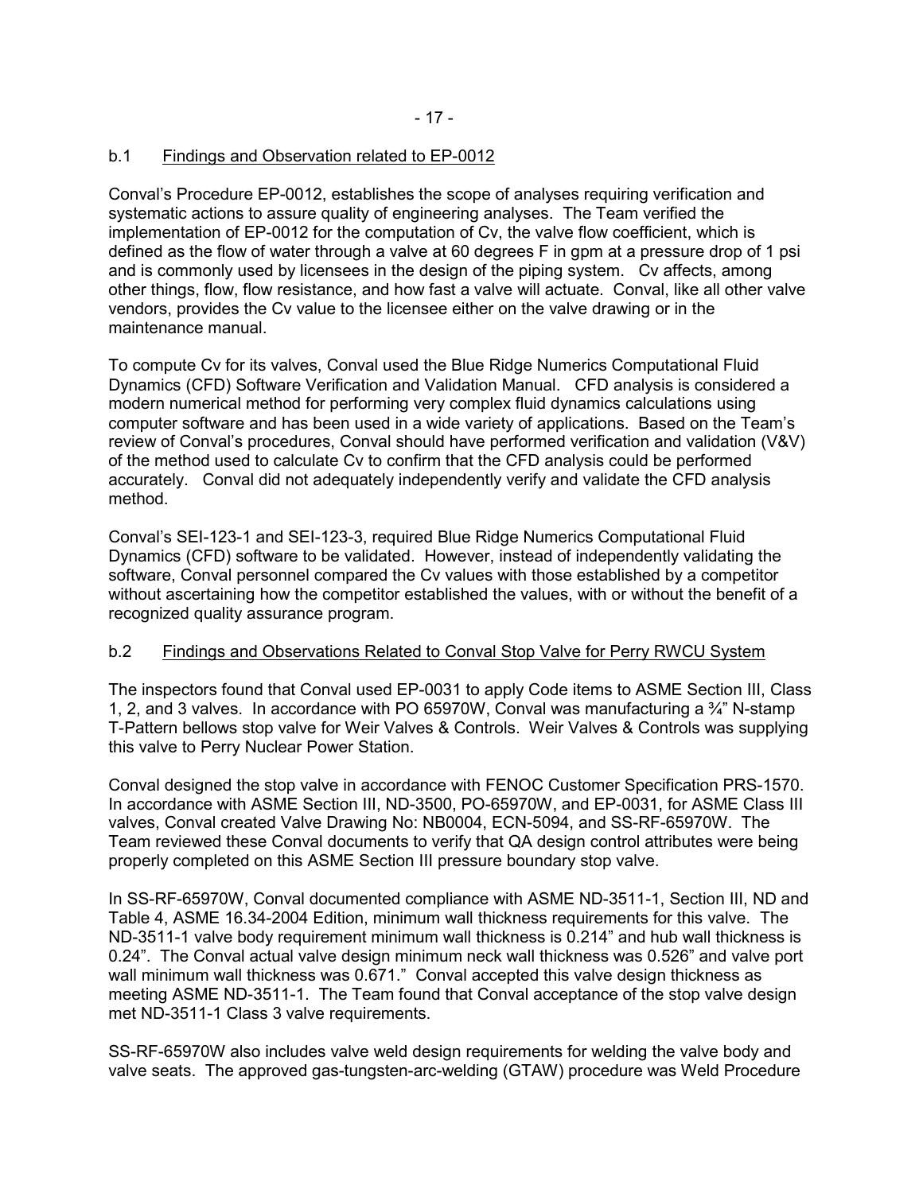### b.1 Findings and Observation related to EP-0012

Conval's Procedure EP-0012, establishes the scope of analyses requiring verification and systematic actions to assure quality of engineering analyses. The Team verified the implementation of EP-0012 for the computation of Cv, the valve flow coefficient, which is defined as the flow of water through a valve at 60 degrees F in gpm at a pressure drop of 1 psi and is commonly used by licensees in the design of the piping system. Cv affects, among other things, flow, flow resistance, and how fast a valve will actuate. Conval, like all other valve vendors, provides the Cv value to the licensee either on the valve drawing or in the maintenance manual.

To compute Cv for its valves, Conval used the Blue Ridge Numerics Computational Fluid Dynamics (CFD) Software Verification and Validation Manual. CFD analysis is considered a modern numerical method for performing very complex fluid dynamics calculations using computer software and has been used in a wide variety of applications. Based on the Team's review of Conval's procedures, Conval should have performed verification and validation (V&V) of the method used to calculate Cv to confirm that the CFD analysis could be performed accurately. Conval did not adequately independently verify and validate the CFD analysis method.

Conval's SEI-123-1 and SEI-123-3, required Blue Ridge Numerics Computational Fluid Dynamics (CFD) software to be validated. However, instead of independently validating the software, Conval personnel compared the Cv values with those established by a competitor without ascertaining how the competitor established the values, with or without the benefit of a recognized quality assurance program.

### b.2 Findings and Observations Related to Conval Stop Valve for Perry RWCU System

The inspectors found that Conval used EP-0031 to apply Code items to ASME Section III, Class 1, 2, and 3 valves. In accordance with PO 65970W, Conval was manufacturing a ¾" N-stamp T-Pattern bellows stop valve for Weir Valves & Controls. Weir Valves & Controls was supplying this valve to Perry Nuclear Power Station.

Conval designed the stop valve in accordance with FENOC Customer Specification PRS-1570. In accordance with ASME Section III, ND-3500, PO-65970W, and EP-0031, for ASME Class III valves, Conval created Valve Drawing No: NB0004, ECN-5094, and SS-RF-65970W. The Team reviewed these Conval documents to verify that QA design control attributes were being properly completed on this ASME Section III pressure boundary stop valve.

In SS-RF-65970W, Conval documented compliance with ASME ND-3511-1, Section III, ND and Table 4, ASME 16.34-2004 Edition, minimum wall thickness requirements for this valve. The ND-3511-1 valve body requirement minimum wall thickness is 0.214" and hub wall thickness is 0.24". The Conval actual valve design minimum neck wall thickness was 0.526" and valve port wall minimum wall thickness was 0.671." Conval accepted this valve design thickness as meeting ASME ND-3511-1. The Team found that Conval acceptance of the stop valve design met ND-3511-1 Class 3 valve requirements.

SS-RF-65970W also includes valve weld design requirements for welding the valve body and valve seats. The approved gas-tungsten-arc-welding (GTAW) procedure was Weld Procedure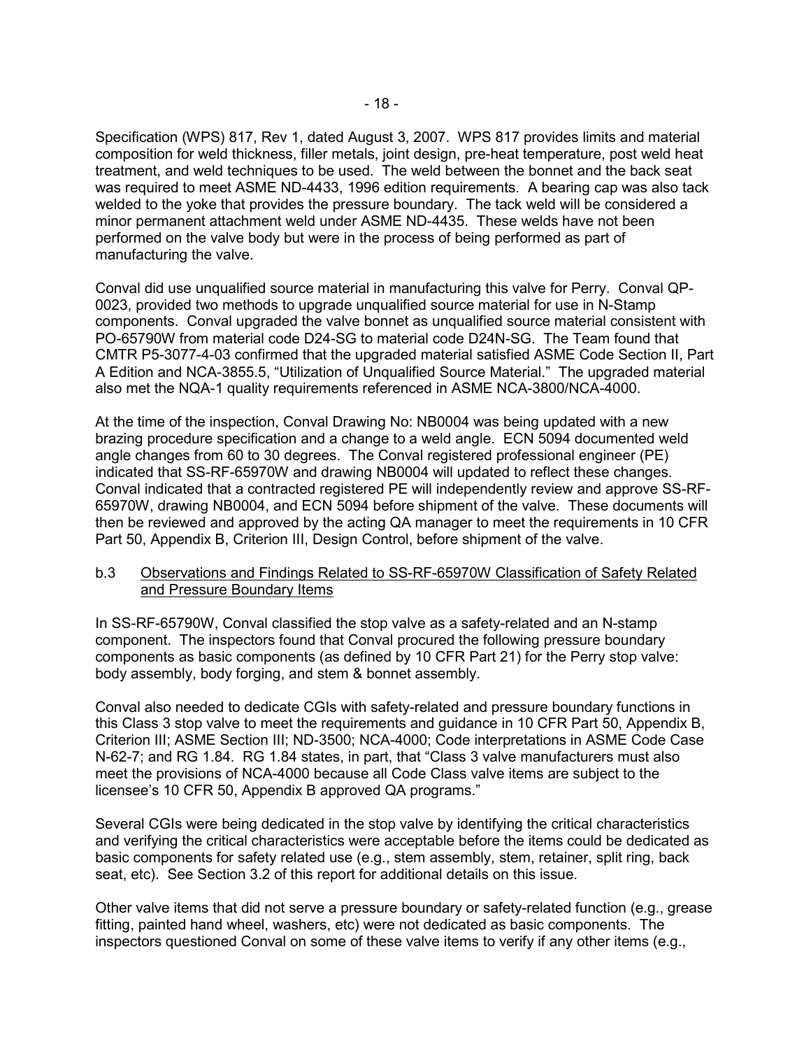Specification (WPS) 817, Rev 1, dated August 3, 2007. WPS 817 provides limits and material composition for weld thickness, filler metals, joint design, pre-heat temperature, post weld heat treatment, and weld techniques to be used. The weld between the bonnet and the back seat was required to meet ASME ND-4433, 1996 edition requirements. A bearing cap was also tack welded to the yoke that provides the pressure boundary. The tack weld will be considered a minor permanent attachment weld under ASME ND-4435. These welds have not been performed on the valve body but were in the process of being performed as part of manufacturing the valve.

Conval did use unqualified source material in manufacturing this valve for Perry. Conval QP-0023, provided two methods to upgrade unqualified source material for use in N-Stamp components. Conval upgraded the valve bonnet as unqualified source material consistent with PO-65790W from material code D24-SG to material code D24N-SG. The Team found that CMTR P5-3077-4-03 confirmed that the upgraded material satisfied ASME Code Section II, Part A Edition and NCA-3855.5, "Utilization of Unqualified Source Material." The upgraded material also met the NQA-1 quality requirements referenced in ASME NCA-3800/NCA-4000.

At the time of the inspection, Conval Drawing No: NB0004 was being updated with a new brazing procedure specification and a change to a weld angle. ECN 5094 documented weld angle changes from 60 to 30 degrees. The Conval registered professional engineer (PE) indicated that SS-RF-65970W and drawing NB0004 will updated to reflect these changes. Conval indicated that a contracted registered PE will independently review and approve SS-RF-65970W, drawing NB0004, and ECN 5094 before shipment of the valve. These documents will then be reviewed and approved by the acting QA manager to meet the requirements in 10 CFR Part 50, Appendix B, Criterion III, Design Control, before shipment of the valve.

b.3 Observations and Findings Related to SS-RF-65970W Classification of Safety Related and Pressure Boundary Items

In SS-RF-65790W, Conval classified the stop valve as a safety-related and an N-stamp component. The inspectors found that Conval procured the following pressure boundary components as basic components (as defined by 10 CFR Part 21) for the Perry stop valve: body assembly, body forging, and stem & bonnet assembly.

Conval also needed to dedicate CGIs with safety-related and pressure boundary functions in this Class 3 stop valve to meet the requirements and guidance in 10 CFR Part 50, Appendix B, Criterion III; ASME Section III; ND-3500; NCA-4000; Code interpretations in ASME Code Case N-62-7; and RG 1.84. RG 1.84 states, in part, that "Class 3 valve manufacturers must also meet the provisions of NCA-4000 because all Code Class valve items are subject to the licensee's 10 CFR 50, Appendix B approved QA programs."

Several CGIs were being dedicated in the stop valve by identifying the critical characteristics and verifying the critical characteristics were acceptable before the items could be dedicated as basic components for safety related use (e.g., stem assembly, stem, retainer, split ring, back seat, etc). See Section 3.2 of this report for additional details on this issue.

Other valve items that did not serve a pressure boundary or safety-related function (e.g., grease fitting, painted hand wheel, washers, etc) were not dedicated as basic components. The inspectors questioned Conval on some of these valve items to verify if any other items (e.g.,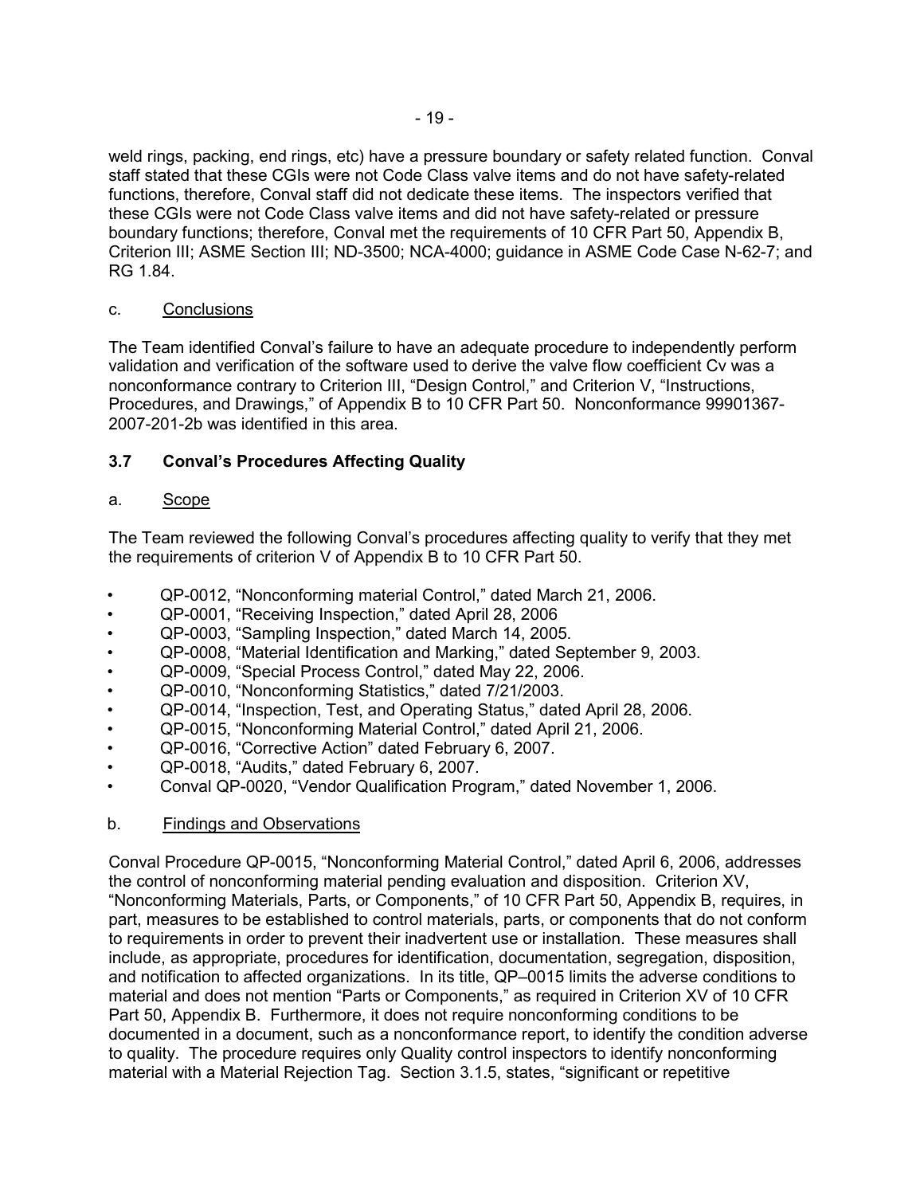weld rings, packing, end rings, etc) have a pressure boundary or safety related function. Conval staff stated that these CGIs were not Code Class valve items and do not have safety-related functions, therefore, Conval staff did not dedicate these items. The inspectors verified that these CGIs were not Code Class valve items and did not have safety-related or pressure boundary functions; therefore, Conval met the requirements of 10 CFR Part 50, Appendix B, Criterion III; ASME Section III; ND-3500; NCA-4000; guidance in ASME Code Case N-62-7; and RG 1.84.

c. Conclusions

The Team identified Conval's failure to have an adequate procedure to independently perform validation and verification of the software used to derive the valve flow coefficient Cv was a nonconformance contrary to Criterion III, "Design Control," and Criterion V, "Instructions, Procedures, and Drawings," of Appendix B to 10 CFR Part 50. Nonconformance 99901367-2007-201-2b was identified in this area.

### 3.7 Conval's Procedures Affecting Quality

a. Scope

The Team reviewed the following Conval's procedures affecting quality to verify that they met the requirements of criterion V of Appendix B to 10 CFR Part 50.

- QP-0012, "Nonconforming material Control," dated March 21, 2006.
- QP-0001, "Receiving Inspection," dated April 28, 2006
- QP-0003, "Sampling Inspection," dated March 14, 2005.
- QP-0008, "Material Identification and Marking," dated September 9, 2003.
- QP-0009, "Special Process Control," dated May 22, 2006.
- QP-0010, "Nonconforming Statistics," dated 7/21/2003.
- QP-0014, "Inspection, Test, and Operating Status," dated April 28, 2006.
- QP-0015, "Nonconforming Material Control," dated April 21, 2006.
- QP-0016, "Corrective Action" dated February 6, 2007.
- QP-0018, "Audits," dated February 6, 2007.
- Conval QP-0020, "Vendor Qualification Program," dated November 1, 2006.

b. Findings and Observations

Conval Procedure QP-0015, "Nonconforming Material Control," dated April 6, 2006, addresses the control of nonconforming material pending evaluation and disposition. Criterion XV, "Nonconforming Materials, Parts, or Components," of 10 CFR Part 50, Appendix B, requires, in part, measures to be established to control materials, parts, or components that do not conform to requirements in order to prevent their inadvertent use or installation. These measures shall include, as appropriate, procedures for identification, documentation, segregation, disposition, and notification to affected organizations. In its title, QP–0015 limits the adverse conditions to material and does not mention "Parts or Components," as required in Criterion XV of 10 CFR Part 50, Appendix B. Furthermore, it does not require nonconforming conditions to be documented in a document, such as a nonconformance report, to identify the condition adverse to quality. The procedure requires only Quality control inspectors to identify nonconforming material with a Material Rejection Tag. Section 3.1.5, states, "significant or repetitive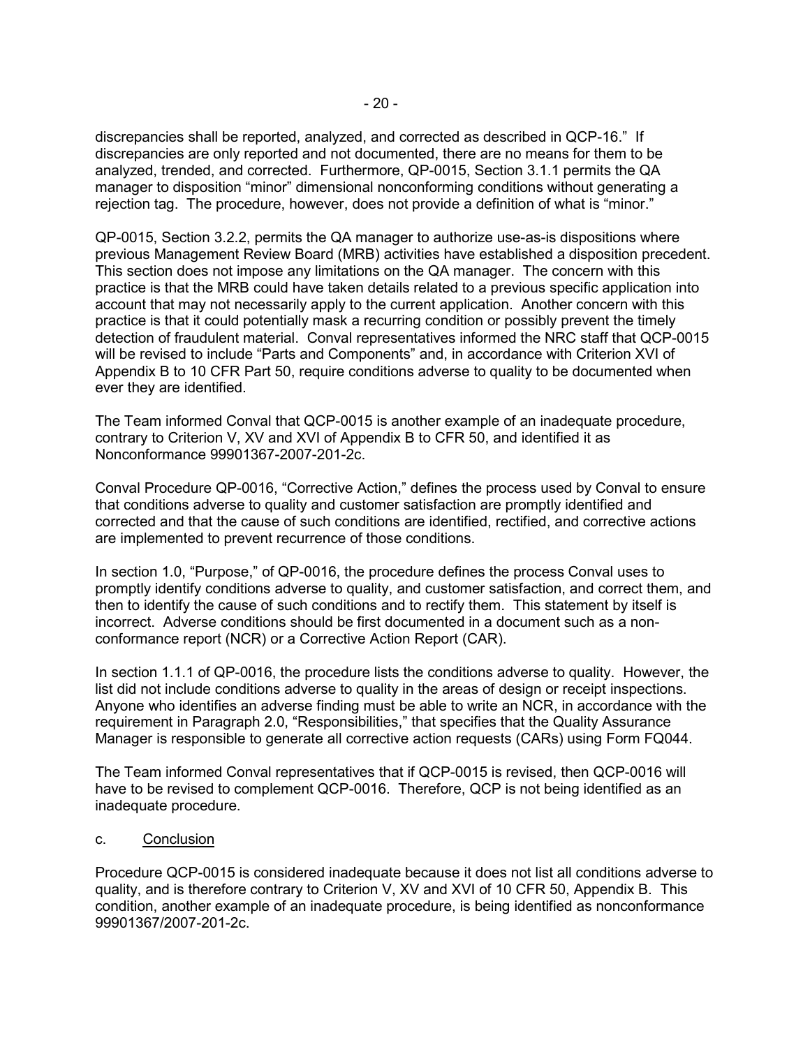discrepancies shall be reported, analyzed, and corrected as described in QCP-16." If discrepancies are only reported and not documented, there are no means for them to be analyzed, trended, and corrected. Furthermore, QP-0015, Section 3.1.1 permits the QA manager to disposition "minor" dimensional nonconforming conditions without generating a rejection tag. The procedure, however, does not provide a definition of what is "minor."

QP-0015, Section 3.2.2, permits the QA manager to authorize use-as-is dispositions where previous Management Review Board (MRB) activities have established a disposition precedent. This section does not impose any limitations on the QA manager. The concern with this practice is that the MRB could have taken details related to a previous specific application into account that may not necessarily apply to the current application. Another concern with this practice is that it could potentially mask a recurring condition or possibly prevent the timely detection of fraudulent material. Conval representatives informed the NRC staff that QCP-0015 will be revised to include "Parts and Components" and, in accordance with Criterion XVI of Appendix B to 10 CFR Part 50, require conditions adverse to quality to be documented when ever they are identified.

The Team informed Conval that QCP-0015 is another example of an inadequate procedure, contrary to Criterion V, XV and XVI of Appendix B to CFR 50, and identified it as Nonconformance 99901367-2007-201-2c.

Conval Procedure QP-0016, "Corrective Action," defines the process used by Conval to ensure that conditions adverse to quality and customer satisfaction are promptly identified and corrected and that the cause of such conditions are identified, rectified, and corrective actions are implemented to prevent recurrence of those conditions.

In section 1.0, "Purpose," of QP-0016, the procedure defines the process Conval uses to promptly identify conditions adverse to quality, and customer satisfaction, and correct them, and then to identify the cause of such conditions and to rectify them. This statement by itself is incorrect. Adverse conditions should be first documented in a document such as a non-conformance report (NCR) or a Corrective Action Report (CAR).

In section 1.1.1 of QP-0016, the procedure lists the conditions adverse to quality. However, the list did not include conditions adverse to quality in the areas of design or receipt inspections. Anyone who identifies an adverse finding must be able to write an NCR, in accordance with the requirement in Paragraph 2.0, "Responsibilities," that specifies that the Quality Assurance Manager is responsible to generate all corrective action requests (CARs) using Form FQ044.

The Team informed Conval representatives that if QCP-0015 is revised, then QCP-0016 will have to be revised to complement QCP-0016. Therefore, QCP is not being identified as an inadequate procedure.

c. Conclusion

Procedure QCP-0015 is considered inadequate because it does not list all conditions adverse to quality, and is therefore contrary to Criterion V, XV and XVI of 10 CFR 50, Appendix B. This condition, another example of an inadequate procedure, is being identified as nonconformance 99901367/2007-201-2c.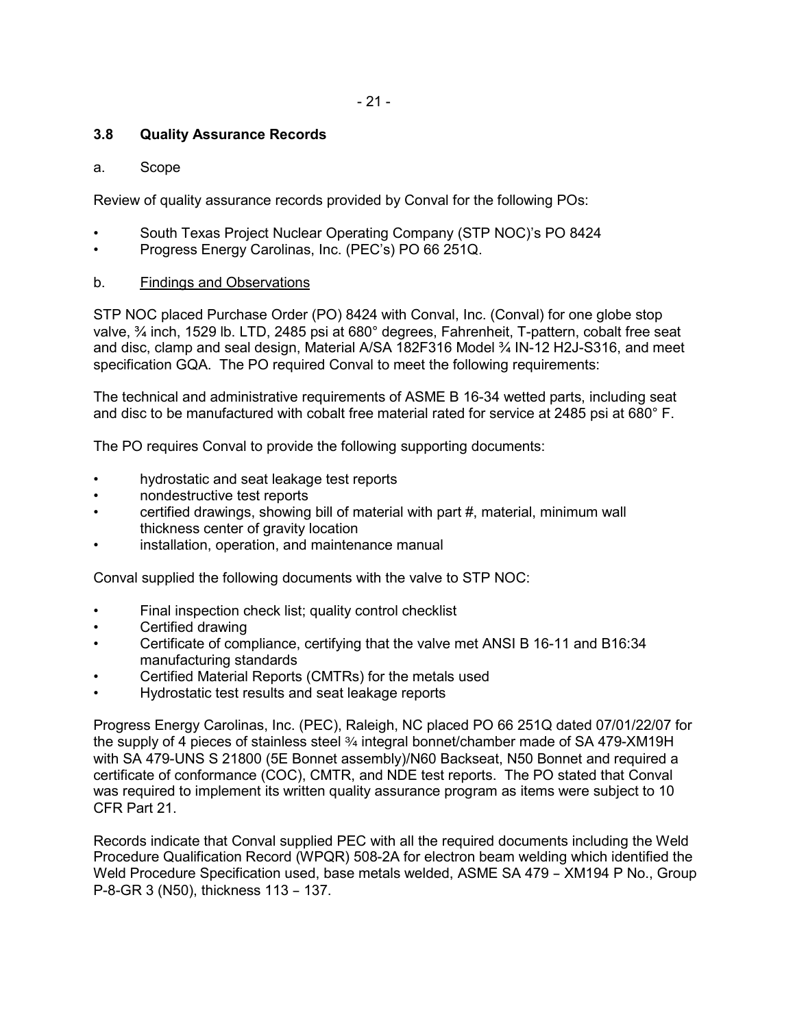### 3.8 Quality Assurance Records

a. Scope

Review of quality assurance records provided by Conval for the following POs:

- South Texas Project Nuclear Operating Company (STP NOC)'s PO 8424
- Progress Energy Carolinas, Inc. (PEC's) PO 66 251Q.

b. Findings and Observations

STP NOC placed Purchase Order (PO) 8424 with Conval, Inc. (Conval) for one globe stop valve, ¾ inch, 1529 lb. LTD, 2485 psi at 680° degrees, Fahrenheit, T-pattern, cobalt free seat and disc, clamp and seal design, Material A/SA 182F316 Model ¾ IN-12 H2J-S316, and meet specification GQA. The PO required Conval to meet the following requirements:

The technical and administrative requirements of ASME B 16-34 wetted parts, including seat and disc to be manufactured with cobalt free material rated for service at 2485 psi at 680° F.

The PO requires Conval to provide the following supporting documents:

- hydrostatic and seat leakage test reports
- nondestructive test reports
- certified drawings, showing bill of material with part #, material, minimum wall thickness center of gravity location
- installation, operation, and maintenance manual

Conval supplied the following documents with the valve to STP NOC:

- Final inspection check list; quality control checklist
- Certified drawing
- Certificate of compliance, certifying that the valve met ANSI B 16-11 and B16:34 manufacturing standards
- Certified Material Reports (CMTRs) for the metals used
- Hydrostatic test results and seat leakage reports

Progress Energy Carolinas, Inc. (PEC), Raleigh, NC placed PO 66 251Q dated 07/01/22/07 for the supply of 4 pieces of stainless steel ¾ integral bonnet/chamber made of SA 479-XM19H with SA 479-UNS S 21800 (5E Bonnet assembly)/N60 Backseat, N50 Bonnet and required a certificate of conformance (COC), CMTR, and NDE test reports. The PO stated that Conval was required to implement its written quality assurance program as items were subject to 10 CFR Part 21.

Records indicate that Conval supplied PEC with all the required documents including the Weld Procedure Qualification Record (WPQR) 508-2A for electron beam welding which identified the Weld Procedure Specification used, base metals welded, ASME SA 479 – XM194 P No., Group P-8-GR 3 (N50), thickness 113 – 137.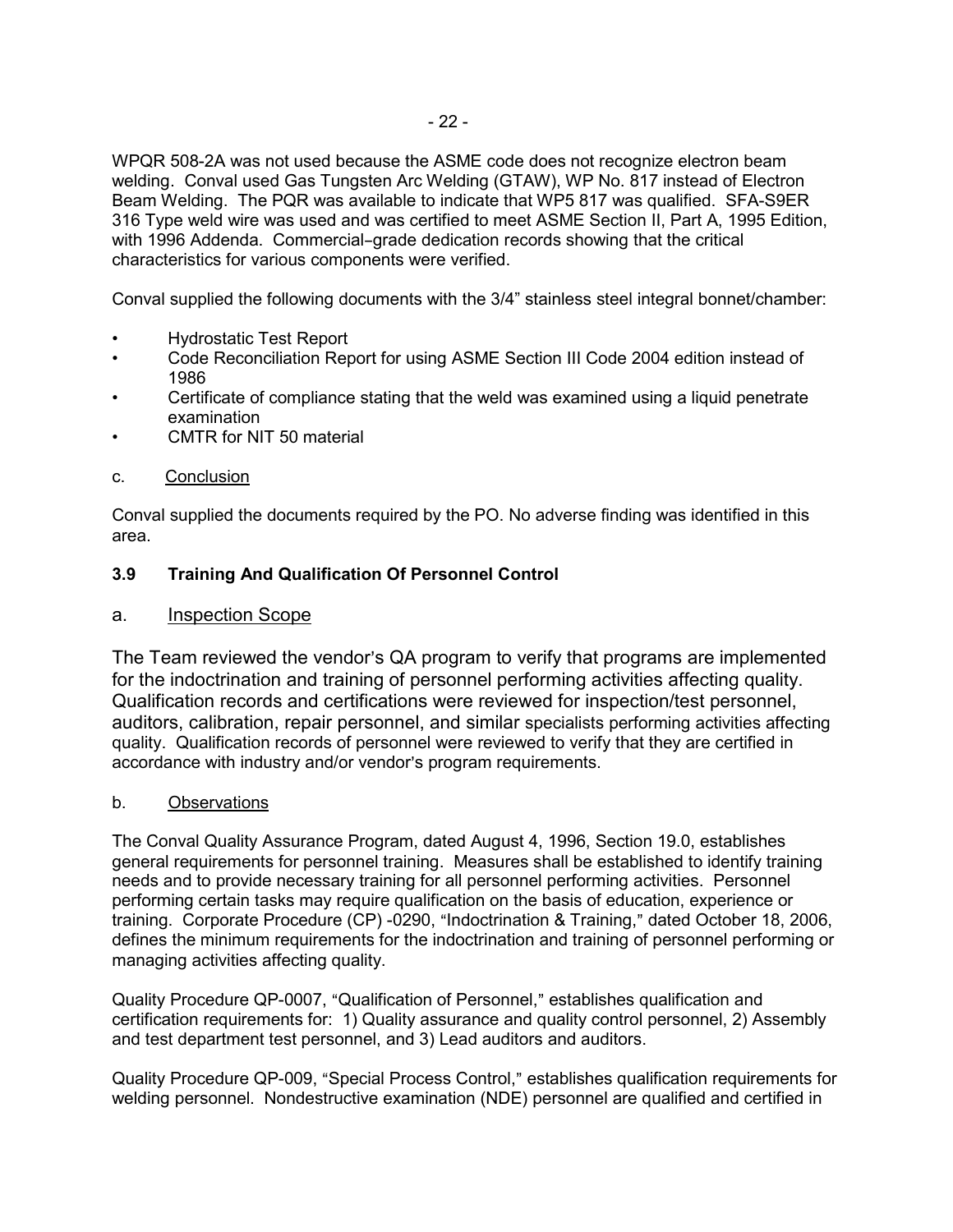WPQR 508-2A was not used because the ASME code does not recognize electron beam welding. Conval used Gas Tungsten Arc Welding (GTAW), WP No. 817 instead of Electron Beam Welding. The PQR was available to indicate that WP5 817 was qualified. SFA-S9ER 316 Type weld wire was used and was certified to meet ASME Section II, Part A, 1995 Edition, with 1996 Addenda. Commercial–grade dedication records showing that the critical characteristics for various components were verified.

Conval supplied the following documents with the 3/4" stainless steel integral bonnet/chamber:

- Hydrostatic Test Report
- Code Reconciliation Report for using ASME Section III Code 2004 edition instead of 1986
- Certificate of compliance stating that the weld was examined using a liquid penetrate examination
- CMTR for NIT 50 material

c. Conclusion

Conval supplied the documents required by the PO. No adverse finding was identified in this area.

### 3.9 Training And Qualification Of Personnel Control

a. Inspection Scope

The Team reviewed the vendor's QA program to verify that programs are implemented for the indoctrination and training of personnel performing activities affecting quality. Qualification records and certifications were reviewed for inspection/test personnel, auditors, calibration, repair personnel, and similar specialists performing activities affecting quality. Qualification records of personnel were reviewed to verify that they are certified in accordance with industry and/or vendor's program requirements.

b. Observations

The Conval Quality Assurance Program, dated August 4, 1996, Section 19.0, establishes general requirements for personnel training. Measures shall be established to identify training needs and to provide necessary training for all personnel performing activities. Personnel performing certain tasks may require qualification on the basis of education, experience or training. Corporate Procedure (CP) -0290, "Indoctrination & Training," dated October 18, 2006, defines the minimum requirements for the indoctrination and training of personnel performing or managing activities affecting quality.

Quality Procedure QP-0007, "Qualification of Personnel," establishes qualification and certification requirements for: 1) Quality assurance and quality control personnel, 2) Assembly and test department test personnel, and 3) Lead auditors and auditors.

Quality Procedure QP-009, "Special Process Control," establishes qualification requirements for welding personnel. Nondestructive examination (NDE) personnel are qualified and certified in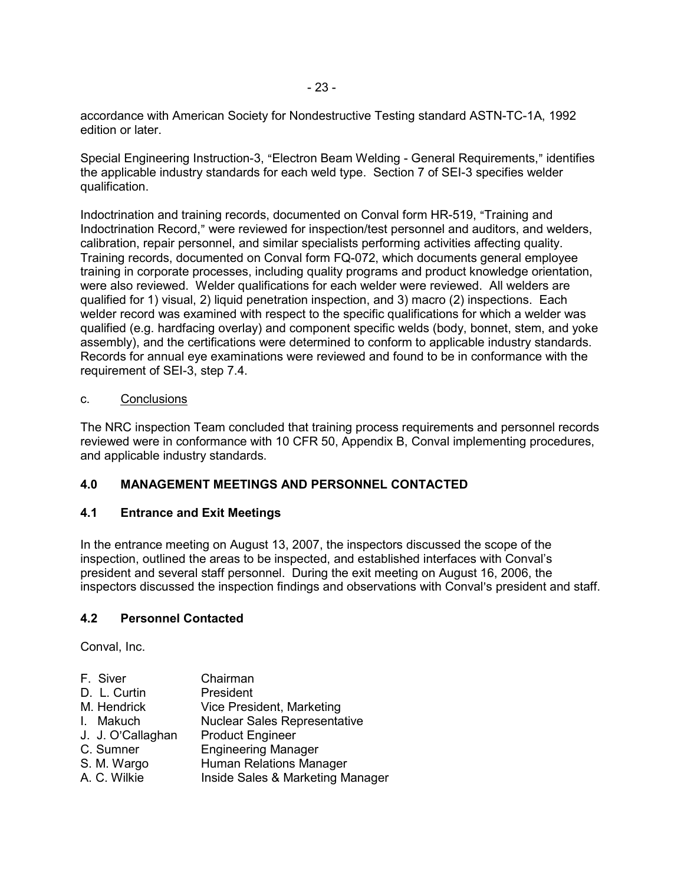accordance with American Society for Nondestructive Testing standard ASTN-TC-1A, 1992 edition or later.

Special Engineering Instruction-3, "Electron Beam Welding - General Requirements," identifies the applicable industry standards for each weld type. Section 7 of SEI-3 specifies welder qualification.

Indoctrination and training records, documented on Conval form HR-519, "Training and Indoctrination Record," were reviewed for inspection/test personnel and auditors, and welders, calibration, repair personnel, and similar specialists performing activities affecting quality. Training records, documented on Conval form FQ-072, which documents general employee training in corporate processes, including quality programs and product knowledge orientation, were also reviewed. Welder qualifications for each welder were reviewed. All welders are qualified for 1) visual, 2) liquid penetration inspection, and 3) macro (2) inspections. Each welder record was examined with respect to the specific qualifications for which a welder was qualified (e.g. hardfacing overlay) and component specific welds (body, bonnet, stem, and yoke assembly), and the certifications were determined to conform to applicable industry standards. Records for annual eye examinations were reviewed and found to be in conformance with the requirement of SEI-3, step 7.4.

c. Conclusions

The NRC inspection Team concluded that training process requirements and personnel records reviewed were in conformance with 10 CFR 50, Appendix B, Conval implementing procedures, and applicable industry standards.

## 4.0 MANAGEMENT MEETINGS AND PERSONNEL CONTACTED

### 4.1 Entrance and Exit Meetings

In the entrance meeting on August 13, 2007, the inspectors discussed the scope of the inspection, outlined the areas to be inspected, and established interfaces with Conval's president and several staff personnel. During the exit meeting on August 16, 2006, the inspectors discussed the inspection findings and observations with Conval's president and staff.

### 4.2 Personnel Contacted

Conval, Inc.

| | |
|---|---|
| F. Siver | Chairman |
| D. L. Curtin | President |
| M. Hendrick | Vice President, Marketing |
| I. Makuch | Nuclear Sales Representative |
| J. J. O'Callaghan | Product Engineer |
| C. Sumner | Engineering Manager |
| S. M. Wargo | Human Relations Manager |
| A. C. Wilkie | Inside Sales & Marketing Manager |